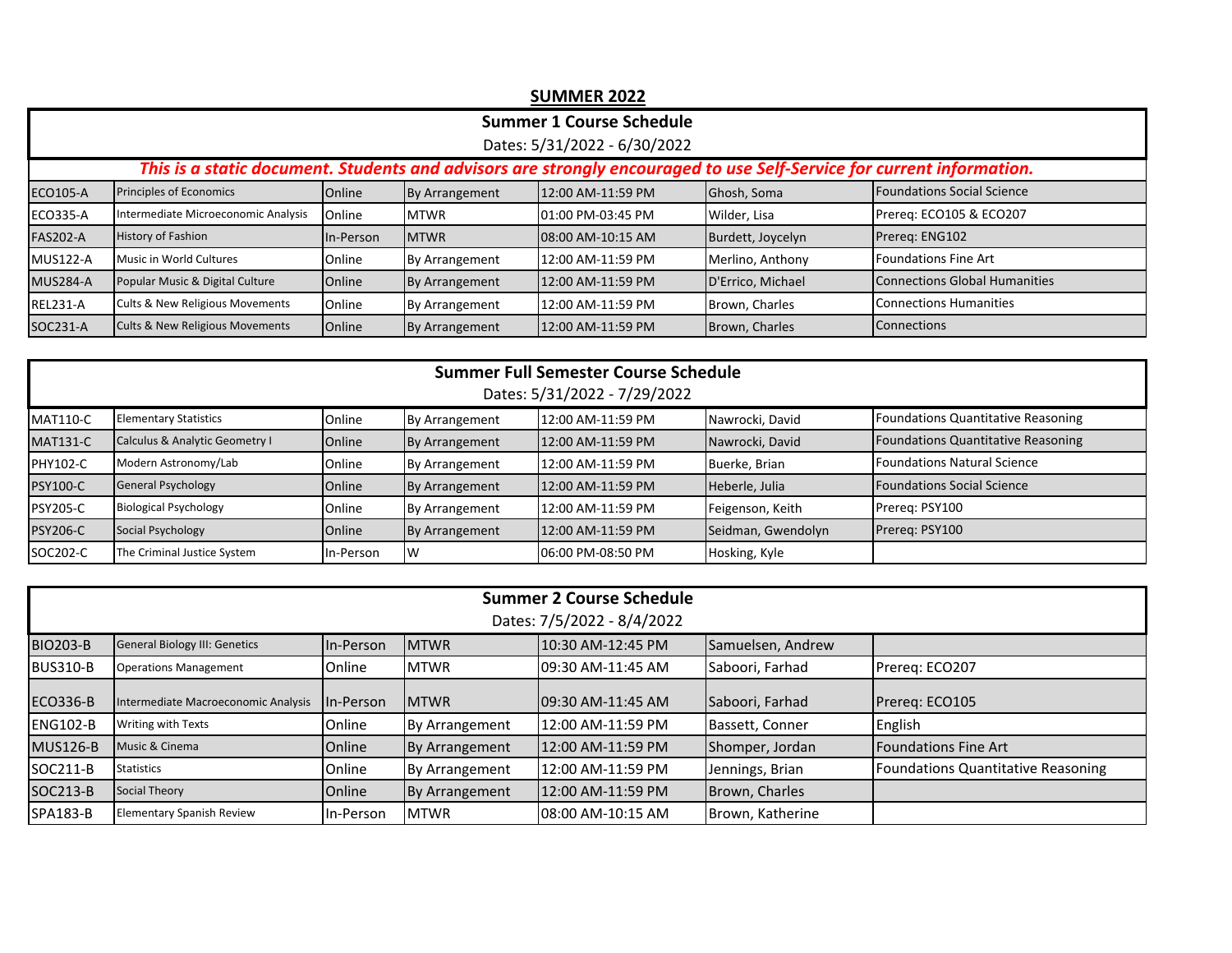# SUMMER 2022

## Summer 1 Course Schedule

Dates: 5/31/2022 - 6/30/2022

***This is a static document. Students and advisors are strongly encouraged to use Self-Service for current information.***

| | | | | | | |
|---|---|---|---|---|---|---|
| ECO105-A | Principles of Economics | Online | By Arrangement | 12:00 AM-11:59 PM | Ghosh, Soma | Foundations Social Science |
| ECO335-A | Intermediate Microeconomic Analysis | Online | MTWR | 01:00 PM-03:45 PM | Wilder, Lisa | Prereq: ECO105 & ECO207 |
| FAS202-A | History of Fashion | In-Person | MTWR | 08:00 AM-10:15 AM | Burdett, Joycelyn | Prereq: ENG102 |
| MUS122-A | Music in World Cultures | Online | By Arrangement | 12:00 AM-11:59 PM | Merlino, Anthony | Foundations Fine Art |
| MUS284-A | Popular Music & Digital Culture | Online | By Arrangement | 12:00 AM-11:59 PM | D'Errico, Michael | Connections Global Humanities |
| REL231-A | Cults & New Religious Movements | Online | By Arrangement | 12:00 AM-11:59 PM | Brown, Charles | Connections Humanities |
| SOC231-A | Cults & New Religious Movements | Online | By Arrangement | 12:00 AM-11:59 PM | Brown, Charles | Connections |

## Summer Full Semester Course Schedule

Dates: 5/31/2022 - 7/29/2022

| | | | | | | |
|---|---|---|---|---|---|---|
| MAT110-C | Elementary Statistics | Online | By Arrangement | 12:00 AM-11:59 PM | Nawrocki, David | Foundations Quantitative Reasoning |
| MAT131-C | Calculus & Analytic Geometry I | Online | By Arrangement | 12:00 AM-11:59 PM | Nawrocki, David | Foundations Quantitative Reasoning |
| PHY102-C | Modern Astronomy/Lab | Online | By Arrangement | 12:00 AM-11:59 PM | Buerke, Brian | Foundations Natural Science |
| PSY100-C | General Psychology | Online | By Arrangement | 12:00 AM-11:59 PM | Heberle, Julia | Foundations Social Science |
| PSY205-C | Biological Psychology | Online | By Arrangement | 12:00 AM-11:59 PM | Feigenson, Keith | Prereq: PSY100 |
| PSY206-C | Social Psychology | Online | By Arrangement | 12:00 AM-11:59 PM | Seidman, Gwendolyn | Prereq: PSY100 |
| SOC202-C | The Criminal Justice System | In-Person | W | 06:00 PM-08:50 PM | Hosking, Kyle | |

## Summer 2 Course Schedule

Dates: 7/5/2022 - 8/4/2022

| | | | | | | |
|---|---|---|---|---|---|---|
| BIO203-B | General Biology III: Genetics | In-Person | MTWR | 10:30 AM-12:45 PM | Samuelsen, Andrew | |
| BUS310-B | Operations Management | Online | MTWR | 09:30 AM-11:45 AM | Saboori, Farhad | Prereq: ECO207 |
| ECO336-B | Intermediate Macroeconomic Analysis | In-Person | MTWR | 09:30 AM-11:45 AM | Saboori, Farhad | Prereq: ECO105 |
| ENG102-B | Writing with Texts | Online | By Arrangement | 12:00 AM-11:59 PM | Bassett, Conner | English |
| MUS126-B | Music & Cinema | Online | By Arrangement | 12:00 AM-11:59 PM | Shomper, Jordan | Foundations Fine Art |
| SOC211-B | Statistics | Online | By Arrangement | 12:00 AM-11:59 PM | Jennings, Brian | Foundations Quantitative Reasoning |
| SOC213-B | Social Theory | Online | By Arrangement | 12:00 AM-11:59 PM | Brown, Charles | |
| SPA183-B | Elementary Spanish Review | In-Person | MTWR | 08:00 AM-10:15 AM | Brown, Katherine | |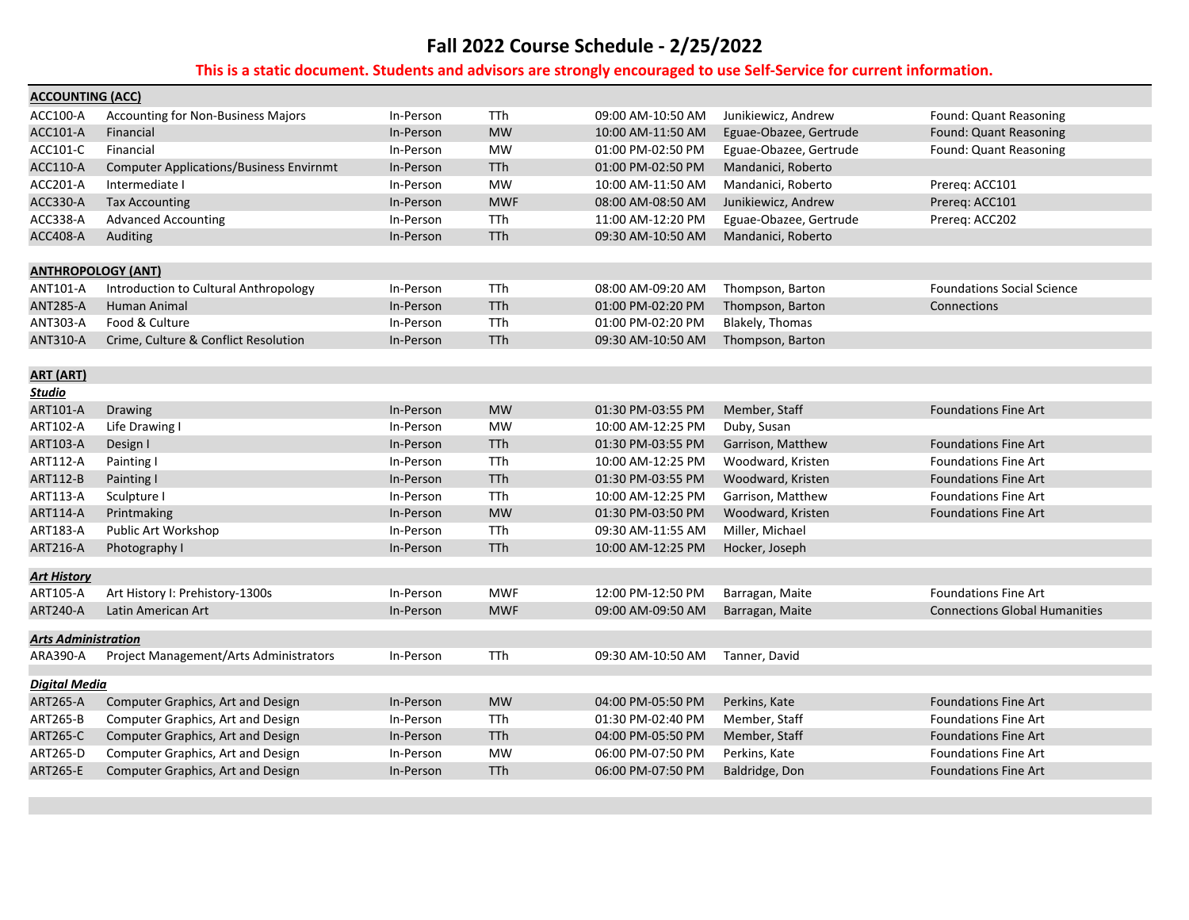# Fall 2022 Course Schedule - 2/25/2022

**This is a static document. Students and advisors are strongly encouraged to use Self-Service for current information.**

## ACCOUNTING (ACC)

| Course | Title | Mode | Days | Time | Instructor | Notes |
|---|---|---|---|---|---|---|
| ACC100-A | Accounting for Non-Business Majors | In-Person | TTh | 09:00 AM-10:50 AM | Junikiewicz, Andrew | Found: Quant Reasoning |
| ACC101-A | Financial | In-Person | MW | 10:00 AM-11:50 AM | Eguae-Obazee, Gertrude | Found: Quant Reasoning |
| ACC101-C | Financial | In-Person | MW | 01:00 PM-02:50 PM | Eguae-Obazee, Gertrude | Found: Quant Reasoning |
| ACC110-A | Computer Applications/Business Envirnmt | In-Person | TTh | 01:00 PM-02:50 PM | Mandanici, Roberto | |
| ACC201-A | Intermediate I | In-Person | MW | 10:00 AM-11:50 AM | Mandanici, Roberto | Prereq: ACC101 |
| ACC330-A | Tax Accounting | In-Person | MWF | 08:00 AM-08:50 AM | Junikiewicz, Andrew | Prereq: ACC101 |
| ACC338-A | Advanced Accounting | In-Person | TTh | 11:00 AM-12:20 PM | Eguae-Obazee, Gertrude | Prereq: ACC202 |
| ACC408-A | Auditing | In-Person | TTh | 09:30 AM-10:50 AM | Mandanici, Roberto | |

## ANTHROPOLOGY (ANT)

| Course | Title | Mode | Days | Time | Instructor | Notes |
|---|---|---|---|---|---|---|
| ANT101-A | Introduction to Cultural Anthropology | In-Person | TTh | 08:00 AM-09:20 AM | Thompson, Barton | Foundations Social Science |
| ANT285-A | Human Animal | In-Person | TTh | 01:00 PM-02:20 PM | Thompson, Barton | Connections |
| ANT303-A | Food & Culture | In-Person | TTh | 01:00 PM-02:20 PM | Blakely, Thomas | |
| ANT310-A | Crime, Culture & Conflict Resolution | In-Person | TTh | 09:30 AM-10:50 AM | Thompson, Barton | |

## ART (ART)

### *Studio*

| Course | Title | Mode | Days | Time | Instructor | Notes |
|---|---|---|---|---|---|---|
| ART101-A | Drawing | In-Person | MW | 01:30 PM-03:55 PM | Member, Staff | Foundations Fine Art |
| ART102-A | Life Drawing I | In-Person | MW | 10:00 AM-12:25 PM | Duby, Susan | |
| ART103-A | Design I | In-Person | TTh | 01:30 PM-03:55 PM | Garrison, Matthew | Foundations Fine Art |
| ART112-A | Painting I | In-Person | TTh | 10:00 AM-12:25 PM | Woodward, Kristen | Foundations Fine Art |
| ART112-B | Painting I | In-Person | TTh | 01:30 PM-03:55 PM | Woodward, Kristen | Foundations Fine Art |
| ART113-A | Sculpture I | In-Person | TTh | 10:00 AM-12:25 PM | Garrison, Matthew | Foundations Fine Art |
| ART114-A | Printmaking | In-Person | MW | 01:30 PM-03:50 PM | Woodward, Kristen | Foundations Fine Art |
| ART183-A | Public Art Workshop | In-Person | TTh | 09:30 AM-11:55 AM | Miller, Michael | |
| ART216-A | Photography I | In-Person | TTh | 10:00 AM-12:25 PM | Hocker, Joseph | |

### *Art History*

| Course | Title | Mode | Days | Time | Instructor | Notes |
|---|---|---|---|---|---|---|
| ART105-A | Art History I: Prehistory-1300s | In-Person | MWF | 12:00 PM-12:50 PM | Barragan, Maite | Foundations Fine Art |
| ART240-A | Latin American Art | In-Person | MWF | 09:00 AM-09:50 AM | Barragan, Maite | Connections Global Humanities |

### *Arts Administration*

| Course | Title | Mode | Days | Time | Instructor | Notes |
|---|---|---|---|---|---|---|
| ARA390-A | Project Management/Arts Administrators | In-Person | TTh | 09:30 AM-10:50 AM | Tanner, David | |

### *Digital Media*

| Course | Title | Mode | Days | Time | Instructor | Notes |
|---|---|---|---|---|---|---|
| ART265-A | Computer Graphics, Art and Design | In-Person | MW | 04:00 PM-05:50 PM | Perkins, Kate | Foundations Fine Art |
| ART265-B | Computer Graphics, Art and Design | In-Person | TTh | 01:30 PM-02:40 PM | Member, Staff | Foundations Fine Art |
| ART265-C | Computer Graphics, Art and Design | In-Person | TTh | 04:00 PM-05:50 PM | Member, Staff | Foundations Fine Art |
| ART265-D | Computer Graphics, Art and Design | In-Person | MW | 06:00 PM-07:50 PM | Perkins, Kate | Foundations Fine Art |
| ART265-E | Computer Graphics, Art and Design | In-Person | TTh | 06:00 PM-07:50 PM | Baldridge, Don | Foundations Fine Art |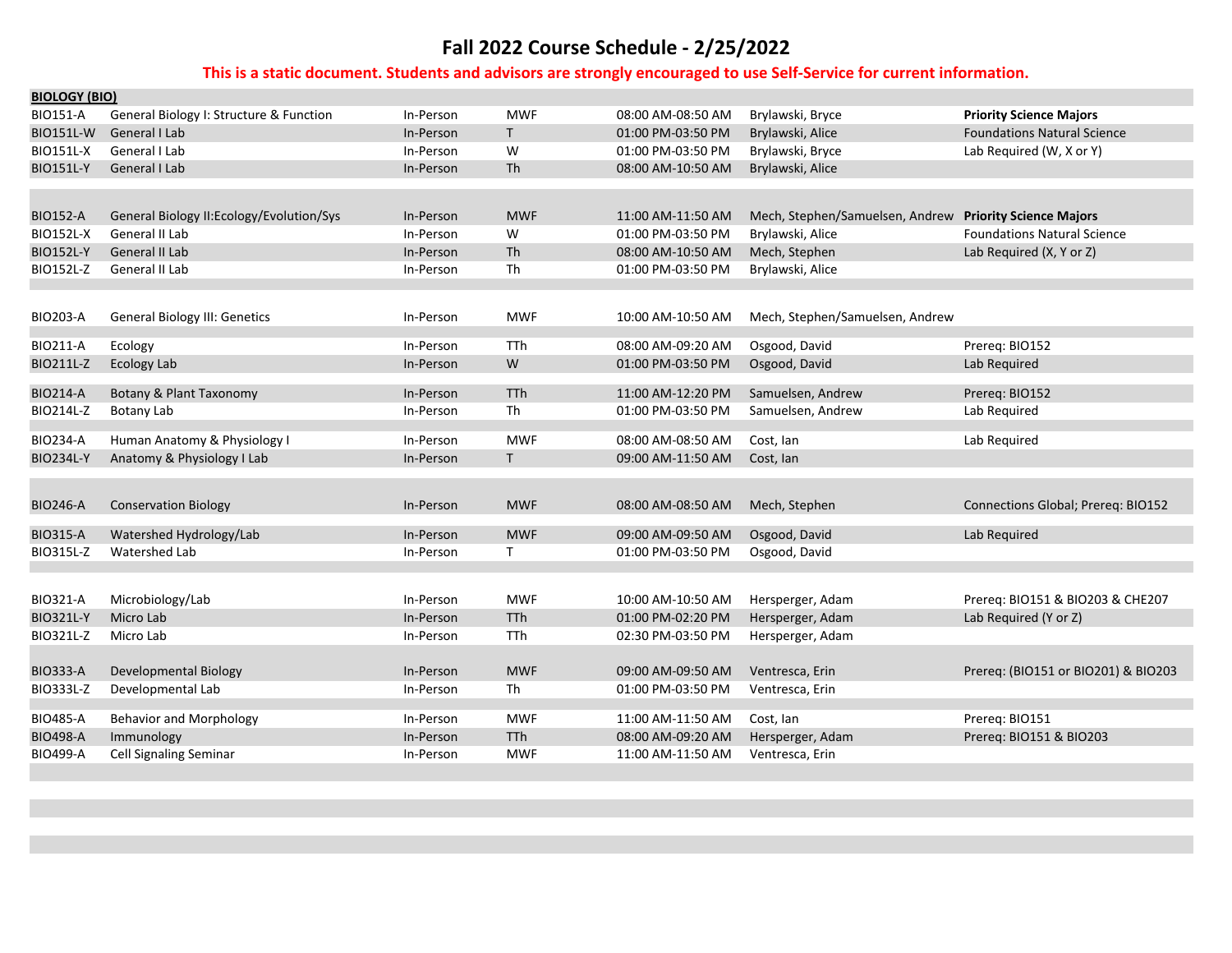# Fall 2022 Course Schedule - 2/25/2022

**This is a static document. Students and advisors are strongly encouraged to use Self-Service for current information.**

## BIOLOGY (BIO)

| Course | Title | Mode | Days | Time | Instructor | Notes |
|---|---|---|---|---|---|---|
| BIO151-A | General Biology I: Structure & Function | In-Person | MWF | 08:00 AM-08:50 AM | Brylawski, Bryce | **Priority Science Majors** |
| BIO151L-W | General I Lab | In-Person | T | 01:00 PM-03:50 PM | Brylawski, Alice | Foundations Natural Science |
| BIO151L-X | General I Lab | In-Person | W | 01:00 PM-03:50 PM | Brylawski, Bryce | Lab Required (W, X or Y) |
| BIO151L-Y | General I Lab | In-Person | Th | 08:00 AM-10:50 AM | Brylawski, Alice | |
| | | | | | | |
| BIO152-A | General Biology II:Ecology/Evolution/Sys | In-Person | MWF | 11:00 AM-11:50 AM | Mech, Stephen/Samuelsen, Andrew | **Priority Science Majors** |
| BIO152L-X | General II Lab | In-Person | W | 01:00 PM-03:50 PM | Brylawski, Alice | Foundations Natural Science |
| BIO152L-Y | General II Lab | In-Person | Th | 08:00 AM-10:50 AM | Mech, Stephen | Lab Required (X, Y or Z) |
| BIO152L-Z | General II Lab | In-Person | Th | 01:00 PM-03:50 PM | Brylawski, Alice | |
| | | | | | | |
| BIO203-A | General Biology III: Genetics | In-Person | MWF | 10:00 AM-10:50 AM | Mech, Stephen/Samuelsen, Andrew | |
| | | | | | | |
| BIO211-A | Ecology | In-Person | TTh | 08:00 AM-09:20 AM | Osgood, David | Prereq: BIO152 |
| BIO211L-Z | Ecology Lab | In-Person | W | 01:00 PM-03:50 PM | Osgood, David | Lab Required |
| | | | | | | |
| BIO214-A | Botany & Plant Taxonomy | In-Person | TTh | 11:00 AM-12:20 PM | Samuelsen, Andrew | Prereq: BIO152 |
| BIO214L-Z | Botany Lab | In-Person | Th | 01:00 PM-03:50 PM | Samuelsen, Andrew | Lab Required |
| | | | | | | |
| BIO234-A | Human Anatomy & Physiology I | In-Person | MWF | 08:00 AM-08:50 AM | Cost, Ian | Lab Required |
| BIO234L-Y | Anatomy & Physiology I Lab | In-Person | T | 09:00 AM-11:50 AM | Cost, Ian | |
| | | | | | | |
| BIO246-A | Conservation Biology | In-Person | MWF | 08:00 AM-08:50 AM | Mech, Stephen | Connections Global; Prereq: BIO152 |
| | | | | | | |
| BIO315-A | Watershed Hydrology/Lab | In-Person | MWF | 09:00 AM-09:50 AM | Osgood, David | Lab Required |
| BIO315L-Z | Watershed Lab | In-Person | T | 01:00 PM-03:50 PM | Osgood, David | |
| | | | | | | |
| BIO321-A | Microbiology/Lab | In-Person | MWF | 10:00 AM-10:50 AM | Hersperger, Adam | Prereq: BIO151 & BIO203 & CHE207 |
| BIO321L-Y | Micro Lab | In-Person | TTh | 01:00 PM-02:20 PM | Hersperger, Adam | Lab Required (Y or Z) |
| BIO321L-Z | Micro Lab | In-Person | TTh | 02:30 PM-03:50 PM | Hersperger, Adam | |
| | | | | | | |
| BIO333-A | Developmental Biology | In-Person | MWF | 09:00 AM-09:50 AM | Ventresca, Erin | Prereq: (BIO151 or BIO201) & BIO203 |
| BIO333L-Z | Developmental Lab | In-Person | Th | 01:00 PM-03:50 PM | Ventresca, Erin | |
| | | | | | | |
| BIO485-A | Behavior and Morphology | In-Person | MWF | 11:00 AM-11:50 AM | Cost, Ian | Prereq: BIO151 |
| BIO498-A | Immunology | In-Person | TTh | 08:00 AM-09:20 AM | Hersperger, Adam | Prereq: BIO151 & BIO203 |
| BIO499-A | Cell Signaling Seminar | In-Person | MWF | 11:00 AM-11:50 AM | Ventresca, Erin | |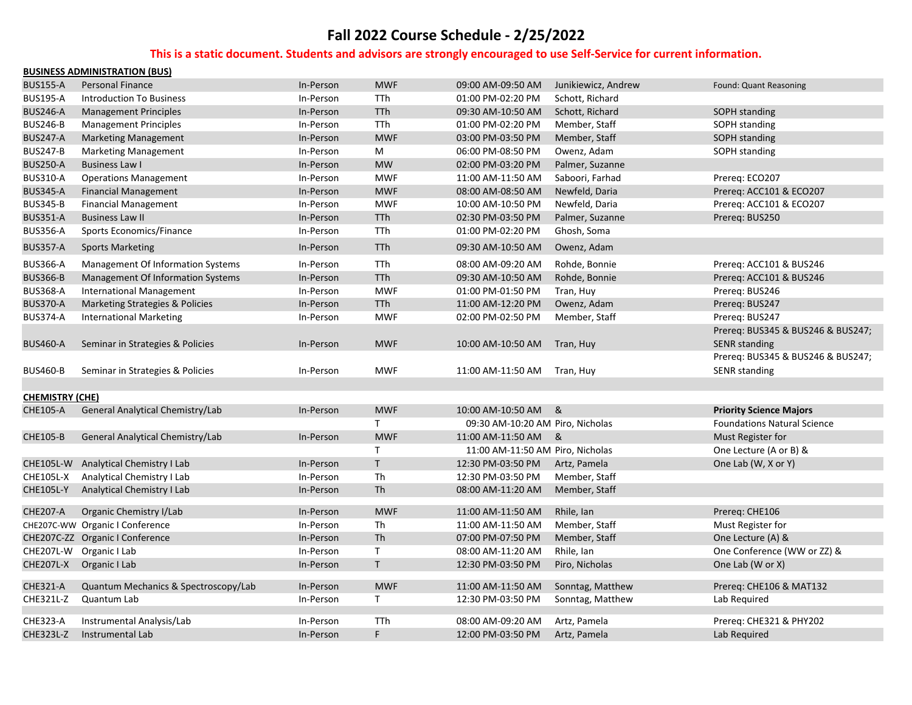# Fall 2022 Course Schedule - 2/25/2022

**This is a static document. Students and advisors are strongly encouraged to use Self-Service for current information.**

## BUSINESS ADMINISTRATION (BUS)

| Course | Title | Mode | Days | Time | Instructor | Notes |
|---|---|---|---|---|---|---|
| BUS155-A | Personal Finance | In-Person | MWF | 09:00 AM-09:50 AM | Junikiewicz, Andrew | Found: Quant Reasoning |
| BUS195-A | Introduction To Business | In-Person | TTh | 01:00 PM-02:20 PM | Schott, Richard | |
| BUS246-A | Management Principles | In-Person | TTh | 09:30 AM-10:50 AM | Schott, Richard | SOPH standing |
| BUS246-B | Management Principles | In-Person | TTh | 01:00 PM-02:20 PM | Member, Staff | SOPH standing |
| BUS247-A | Marketing Management | In-Person | MWF | 03:00 PM-03:50 PM | Member, Staff | SOPH standing |
| BUS247-B | Marketing Management | In-Person | M | 06:00 PM-08:50 PM | Owenz, Adam | SOPH standing |
| BUS250-A | Business Law I | In-Person | MW | 02:00 PM-03:20 PM | Palmer, Suzanne | |
| BUS310-A | Operations Management | In-Person | MWF | 11:00 AM-11:50 AM | Saboori, Farhad | Prereq: ECO207 |
| BUS345-A | Financial Management | In-Person | MWF | 08:00 AM-08:50 AM | Newfeld, Daria | Prereq: ACC101 & ECO207 |
| BUS345-B | Financial Management | In-Person | MWF | 10:00 AM-10:50 PM | Newfeld, Daria | Prereq: ACC101 & ECO207 |
| BUS351-A | Business Law II | In-Person | TTh | 02:30 PM-03:50 PM | Palmer, Suzanne | Prereq: BUS250 |
| BUS356-A | Sports Economics/Finance | In-Person | TTh | 01:00 PM-02:20 PM | Ghosh, Soma | |
| BUS357-A | Sports Marketing | In-Person | TTh | 09:30 AM-10:50 AM | Owenz, Adam | |
| BUS366-A | Management Of Information Systems | In-Person | TTh | 08:00 AM-09:20 AM | Rohde, Bonnie | Prereq: ACC101 & BUS246 |
| BUS366-B | Management Of Information Systems | In-Person | TTh | 09:30 AM-10:50 AM | Rohde, Bonnie | Prereq: ACC101 & BUS246 |
| BUS368-A | International Management | In-Person | MWF | 01:00 PM-01:50 PM | Tran, Huy | Prereq: BUS246 |
| BUS370-A | Marketing Strategies & Policies | In-Person | TTh | 11:00 AM-12:20 PM | Owenz, Adam | Prereq: BUS247 |
| BUS374-A | International Marketing | In-Person | MWF | 02:00 PM-02:50 PM | Member, Staff | Prereq: BUS247 |
| BUS460-A | Seminar in Strategies & Policies | In-Person | MWF | 10:00 AM-10:50 AM | Tran, Huy | Prereq: BUS345 & BUS246 & BUS247; SENR standing |
| BUS460-B | Seminar in Strategies & Policies | In-Person | MWF | 11:00 AM-11:50 AM | Tran, Huy | Prereq: BUS345 & BUS246 & BUS247; SENR standing |

## CHEMISTRY (CHE)

| Course | Title | Mode | Days | Time | Instructor | Notes |
|---|---|---|---|---|---|---|
| CHE105-A | General Analytical Chemistry/Lab | In-Person | MWF | 10:00 AM-10:50 AM | & | **Priority Science Majors** |
| | | | T | 09:30 AM-10:20 AM | Piro, Nicholas | Foundations Natural Science |
| CHE105-B | General Analytical Chemistry/Lab | In-Person | MWF | 11:00 AM-11:50 AM | & | Must Register for |
| | | | T | 11:00 AM-11:50 AM | Piro, Nicholas | One Lecture (A or B) & |
| CHE105L-W | Analytical Chemistry I Lab | In-Person | T | 12:30 PM-03:50 PM | Artz, Pamela | One Lab (W, X or Y) |
| CHE105L-X | Analytical Chemistry I Lab | In-Person | Th | 12:30 PM-03:50 PM | Member, Staff | |
| CHE105L-Y | Analytical Chemistry I Lab | In-Person | Th | 08:00 AM-11:20 AM | Member, Staff | |
| CHE207-A | Organic Chemistry I/Lab | In-Person | MWF | 11:00 AM-11:50 AM | Rhile, Ian | Prereq: CHE106 |
| CHE207C-WW | Organic I Conference | In-Person | Th | 11:00 AM-11:50 AM | Member, Staff | Must Register for |
| CHE207C-ZZ | Organic I Conference | In-Person | Th | 07:00 PM-07:50 PM | Member, Staff | One Lecture (A) & |
| CHE207L-W | Organic I Lab | In-Person | T | 08:00 AM-11:20 AM | Rhile, Ian | One Conference (WW or ZZ) & |
| CHE207L-X | Organic I Lab | In-Person | T | 12:30 PM-03:50 PM | Piro, Nicholas | One Lab (W or X) |
| CHE321-A | Quantum Mechanics & Spectroscopy/Lab | In-Person | MWF | 11:00 AM-11:50 AM | Sonntag, Matthew | Prereq: CHE106 & MAT132 |
| CHE321L-Z | Quantum Lab | In-Person | T | 12:30 PM-03:50 PM | Sonntag, Matthew | Lab Required |
| CHE323-A | Instrumental Analysis/Lab | In-Person | TTh | 08:00 AM-09:20 AM | Artz, Pamela | Prereq: CHE321 & PHY202 |
| CHE323L-Z | Instrumental Lab | In-Person | F | 12:00 PM-03:50 PM | Artz, Pamela | Lab Required |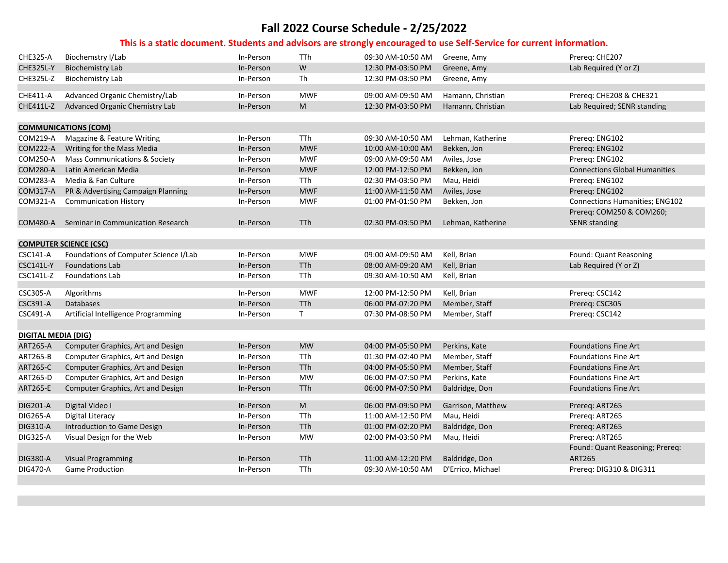# Fall 2022 Course Schedule - 2/25/2022

**This is a static document. Students and advisors are strongly encouraged to use Self-Service for current information.**

| Course | Title | Mode | Days | Time | Instructor | Notes |
|---|---|---|---|---|---|---|
| CHE325-A | Biochemstry I/Lab | In-Person | TTh | 09:30 AM-10:50 AM | Greene, Amy | Prereq: CHE207 |
| CHE325L-Y | Biochemistry Lab | In-Person | W | 12:30 PM-03:50 PM | Greene, Amy | Lab Required (Y or Z) |
| CHE325L-Z | Biochemistry Lab | In-Person | Th | 12:30 PM-03:50 PM | Greene, Amy | |
| | | | | | | |
| CHE411-A | Advanced Organic Chemistry/Lab | In-Person | MWF | 09:00 AM-09:50 AM | Hamann, Christian | Prereq: CHE208 & CHE321 |
| CHE411L-Z | Advanced Organic Chemistry Lab | In-Person | M | 12:30 PM-03:50 PM | Hamann, Christian | Lab Required; SENR standing |
| | | | | | | |
| **COMMUNICATIONS (COM)** | | | | | | |
| COM219-A | Magazine & Feature Writing | In-Person | TTh | 09:30 AM-10:50 AM | Lehman, Katherine | Prereq: ENG102 |
| COM222-A | Writing for the Mass Media | In-Person | MWF | 10:00 AM-10:00 AM | Bekken, Jon | Prereq: ENG102 |
| COM250-A | Mass Communications & Society | In-Person | MWF | 09:00 AM-09:50 AM | Aviles, Jose | Prereq: ENG102 |
| COM280-A | Latin American Media | In-Person | MWF | 12:00 PM-12:50 PM | Bekken, Jon | Connections Global Humanities |
| COM283-A | Media & Fan Culture | In-Person | TTh | 02:30 PM-03:50 PM | Mau, Heidi | Prereq: ENG102 |
| COM317-A | PR & Advertising Campaign Planning | In-Person | MWF | 11:00 AM-11:50 AM | Aviles, Jose | Prereq: ENG102 |
| COM321-A | Communication History | In-Person | MWF | 01:00 PM-01:50 PM | Bekken, Jon | Connections Humanities; ENG102 |
| COM480-A | Seminar in Communication Research | In-Person | TTh | 02:30 PM-03:50 PM | Lehman, Katherine | Prereq: COM250 & COM260; SENR standing |
| | | | | | | |
| **COMPUTER SCIENCE (CSC)** | | | | | | |
| CSC141-A | Foundations of Computer Science I/Lab | In-Person | MWF | 09:00 AM-09:50 AM | Kell, Brian | Found: Quant Reasoning |
| CSC141L-Y | Foundations Lab | In-Person | TTh | 08:00 AM-09:20 AM | Kell, Brian | Lab Required (Y or Z) |
| CSC141L-Z | Foundations Lab | In-Person | TTh | 09:30 AM-10:50 AM | Kell, Brian | |
| | | | | | | |
| CSC305-A | Algorithms | In-Person | MWF | 12:00 PM-12:50 PM | Kell, Brian | Prereq: CSC142 |
| CSC391-A | Databases | In-Person | TTh | 06:00 PM-07:20 PM | Member, Staff | Prereq: CSC305 |
| CSC491-A | Artificial Intelligence Programming | In-Person | T | 07:30 PM-08:50 PM | Member, Staff | Prereq: CSC142 |
| | | | | | | |
| **DIGITAL MEDIA (DIG)** | | | | | | |
| ART265-A | Computer Graphics, Art and Design | In-Person | MW | 04:00 PM-05:50 PM | Perkins, Kate | Foundations Fine Art |
| ART265-B | Computer Graphics, Art and Design | In-Person | TTh | 01:30 PM-02:40 PM | Member, Staff | Foundations Fine Art |
| ART265-C | Computer Graphics, Art and Design | In-Person | TTh | 04:00 PM-05:50 PM | Member, Staff | Foundations Fine Art |
| ART265-D | Computer Graphics, Art and Design | In-Person | MW | 06:00 PM-07:50 PM | Perkins, Kate | Foundations Fine Art |
| ART265-E | Computer Graphics, Art and Design | In-Person | TTh | 06:00 PM-07:50 PM | Baldridge, Don | Foundations Fine Art |
| | | | | | | |
| DIG201-A | Digital Video I | In-Person | M | 06:00 PM-09:50 PM | Garrison, Matthew | Prereq: ART265 |
| DIG265-A | Digital Literacy | In-Person | TTh | 11:00 AM-12:50 PM | Mau, Heidi | Prereq: ART265 |
| DIG310-A | Introduction to Game Design | In-Person | TTh | 01:00 PM-02:20 PM | Baldridge, Don | Prereq: ART265 |
| DIG325-A | Visual Design for the Web | In-Person | MW | 02:00 PM-03:50 PM | Mau, Heidi | Prereq: ART265 |
| DIG380-A | Visual Programming | In-Person | TTh | 11:00 AM-12:20 PM | Baldridge, Don | Found: Quant Reasoning; Prereq: ART265 |
| DIG470-A | Game Production | In-Person | TTh | 09:30 AM-10:50 AM | D'Errico, Michael | Prereq: DIG310 & DIG311 |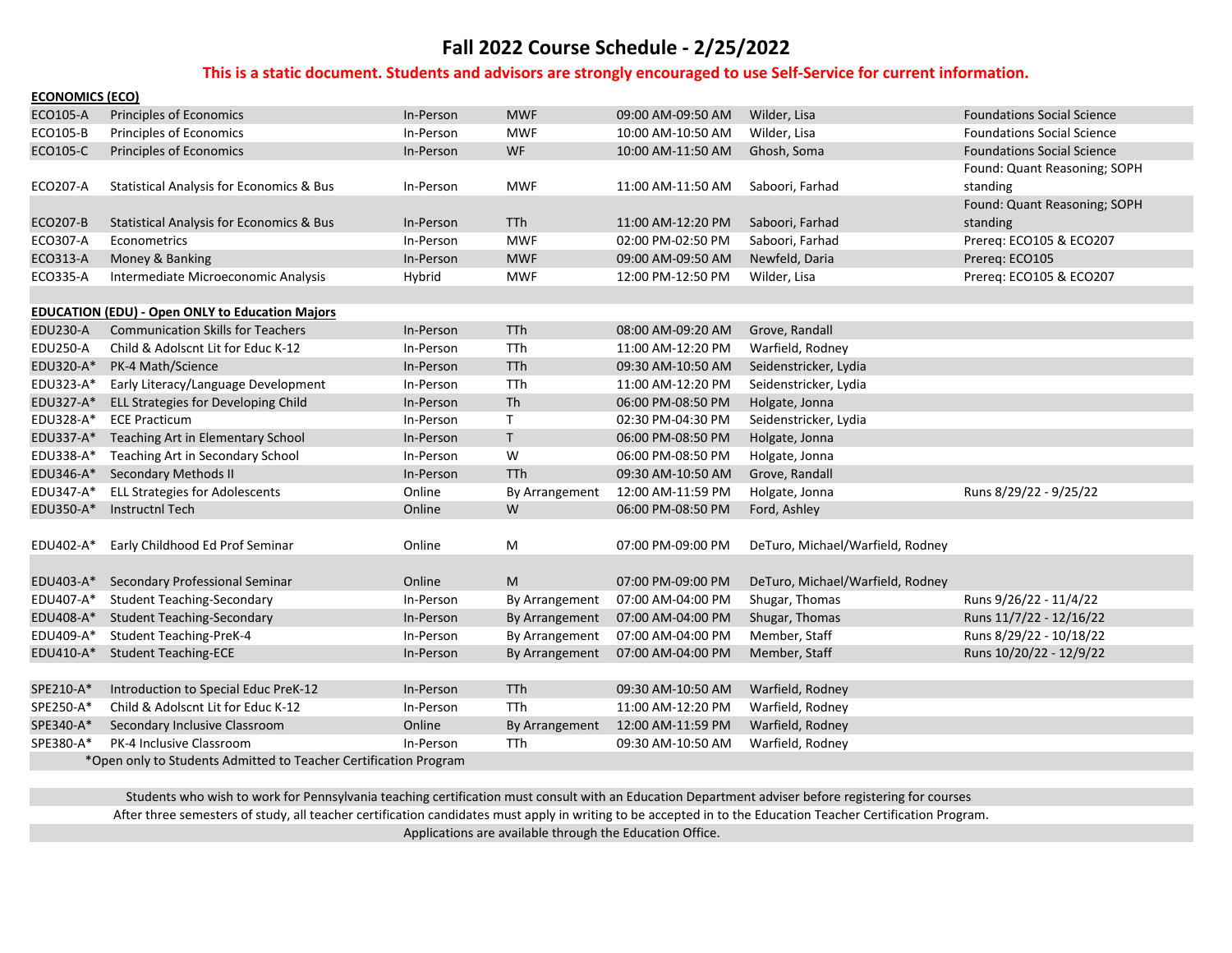# Fall 2022 Course Schedule - 2/25/2022

**This is a static document. Students and advisors are strongly encouraged to use Self-Service for current information.**

**ECONOMICS (ECO)**

| Course | Title | Mode | Days | Time | Instructor | Notes |
|---|---|---|---|---|---|---|
| ECO105-A | Principles of Economics | In-Person | MWF | 09:00 AM-09:50 AM | Wilder, Lisa | Foundations Social Science |
| ECO105-B | Principles of Economics | In-Person | MWF | 10:00 AM-10:50 AM | Wilder, Lisa | Foundations Social Science |
| ECO105-C | Principles of Economics | In-Person | WF | 10:00 AM-11:50 AM | Ghosh, Soma | Foundations Social Science |
| ECO207-A | Statistical Analysis for Economics & Bus | In-Person | MWF | 11:00 AM-11:50 AM | Saboori, Farhad | Found: Quant Reasoning; SOPH standing |
| ECO207-B | Statistical Analysis for Economics & Bus | In-Person | TTh | 11:00 AM-12:20 PM | Saboori, Farhad | Found: Quant Reasoning; SOPH standing |
| ECO307-A | Econometrics | In-Person | MWF | 02:00 PM-02:50 PM | Saboori, Farhad | Prereq: ECO105 & ECO207 |
| ECO313-A | Money & Banking | In-Person | MWF | 09:00 AM-09:50 AM | Newfeld, Daria | Prereq: ECO105 |
| ECO335-A | Intermediate Microeconomic Analysis | Hybrid | MWF | 12:00 PM-12:50 PM | Wilder, Lisa | Prereq: ECO105 & ECO207 |

**EDUCATION (EDU) - Open ONLY to Education Majors**

| Course | Title | Mode | Days | Time | Instructor | Notes |
|---|---|---|---|---|---|---|
| EDU230-A | Communication Skills for Teachers | In-Person | TTh | 08:00 AM-09:20 AM | Grove, Randall | |
| EDU250-A | Child & Adolscnt Lit for Educ K-12 | In-Person | TTh | 11:00 AM-12:20 PM | Warfield, Rodney | |
| EDU320-A* | PK-4 Math/Science | In-Person | TTh | 09:30 AM-10:50 AM | Seidenstricker, Lydia | |
| EDU323-A* | Early Literacy/Language Development | In-Person | TTh | 11:00 AM-12:20 PM | Seidenstricker, Lydia | |
| EDU327-A* | ELL Strategies for Developing Child | In-Person | Th | 06:00 PM-08:50 PM | Holgate, Jonna | |
| EDU328-A* | ECE Practicum | In-Person | T | 02:30 PM-04:30 PM | Seidenstricker, Lydia | |
| EDU337-A* | Teaching Art in Elementary School | In-Person | T | 06:00 PM-08:50 PM | Holgate, Jonna | |
| EDU338-A* | Teaching Art in Secondary School | In-Person | W | 06:00 PM-08:50 PM | Holgate, Jonna | |
| EDU346-A* | Secondary Methods II | In-Person | TTh | 09:30 AM-10:50 AM | Grove, Randall | |
| EDU347-A* | ELL Strategies for Adolescents | Online | By Arrangement | 12:00 AM-11:59 PM | Holgate, Jonna | Runs 8/29/22 - 9/25/22 |
| EDU350-A* | Instructnl Tech | Online | W | 06:00 PM-08:50 PM | Ford, Ashley | |
| EDU402-A* | Early Childhood Ed Prof Seminar | Online | M | 07:00 PM-09:00 PM | DeTuro, Michael/Warfield, Rodney | |
| EDU403-A* | Secondary Professional Seminar | Online | M | 07:00 PM-09:00 PM | DeTuro, Michael/Warfield, Rodney | |
| EDU407-A* | Student Teaching-Secondary | In-Person | By Arrangement | 07:00 AM-04:00 PM | Shugar, Thomas | Runs 9/26/22 - 11/4/22 |
| EDU408-A* | Student Teaching-Secondary | In-Person | By Arrangement | 07:00 AM-04:00 PM | Shugar, Thomas | Runs 11/7/22 - 12/16/22 |
| EDU409-A* | Student Teaching-PreK-4 | In-Person | By Arrangement | 07:00 AM-04:00 PM | Member, Staff | Runs 8/29/22 - 10/18/22 |
| EDU410-A* | Student Teaching-ECE | In-Person | By Arrangement | 07:00 AM-04:00 PM | Member, Staff | Runs 10/20/22 - 12/9/22 |
| SPE210-A* | Introduction to Special Educ PreK-12 | In-Person | TTh | 09:30 AM-10:50 AM | Warfield, Rodney | |
| SPE250-A* | Child & Adolscnt Lit for Educ K-12 | In-Person | TTh | 11:00 AM-12:20 PM | Warfield, Rodney | |
| SPE340-A* | Secondary Inclusive Classroom | Online | By Arrangement | 12:00 AM-11:59 PM | Warfield, Rodney | |
| SPE380-A* | PK-4 Inclusive Classroom | In-Person | TTh | 09:30 AM-10:50 AM | Warfield, Rodney | |

*Open only to Students Admitted to Teacher Certification Program

Students who wish to work for Pennsylvania teaching certification must consult with an Education Department adviser before registering for courses

After three semesters of study, all teacher certification candidates must apply in writing to be accepted in to the Education Teacher Certification Program.

Applications are available through the Education Office.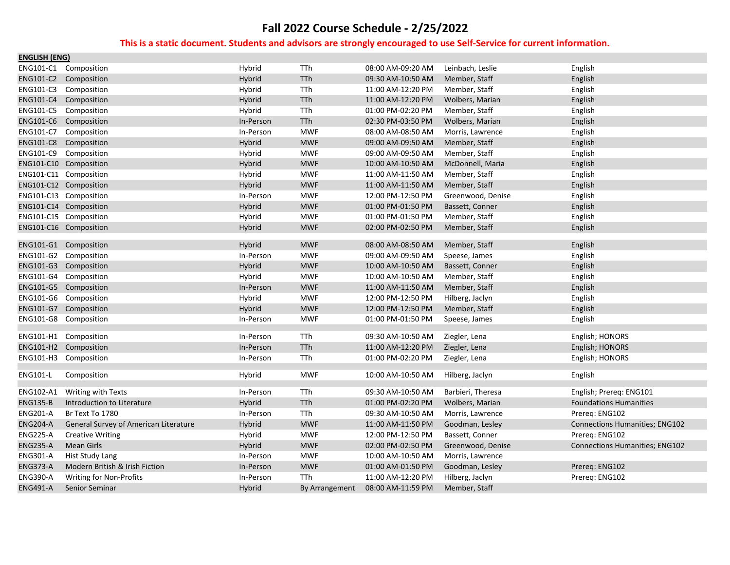# Fall 2022 Course Schedule - 2/25/2022

**This is a static document. Students and advisors are strongly encouraged to use Self-Service for current information.**

**ENGLISH (ENG)**

| Course | Title | Mode | Days | Time | Instructor | Notes |
|---|---|---|---|---|---|---|
| ENG101-C1 | Composition | Hybrid | TTh | 08:00 AM-09:20 AM | Leinbach, Leslie | English |
| ENG101-C2 | Composition | Hybrid | TTh | 09:30 AM-10:50 AM | Member, Staff | English |
| ENG101-C3 | Composition | Hybrid | TTh | 11:00 AM-12:20 PM | Member, Staff | English |
| ENG101-C4 | Composition | Hybrid | TTh | 11:00 AM-12:20 PM | Wolbers, Marian | English |
| ENG101-C5 | Composition | Hybrid | TTh | 01:00 PM-02:20 PM | Member, Staff | English |
| ENG101-C6 | Composition | In-Person | TTh | 02:30 PM-03:50 PM | Wolbers, Marian | English |
| ENG101-C7 | Composition | In-Person | MWF | 08:00 AM-08:50 AM | Morris, Lawrence | English |
| ENG101-C8 | Composition | Hybrid | MWF | 09:00 AM-09:50 AM | Member, Staff | English |
| ENG101-C9 | Composition | Hybrid | MWF | 09:00 AM-09:50 AM | Member, Staff | English |
| ENG101-C10 | Composition | Hybrid | MWF | 10:00 AM-10:50 AM | McDonnell, Maria | English |
| ENG101-C11 | Composition | Hybrid | MWF | 11:00 AM-11:50 AM | Member, Staff | English |
| ENG101-C12 | Composition | Hybrid | MWF | 11:00 AM-11:50 AM | Member, Staff | English |
| ENG101-C13 | Composition | In-Person | MWF | 12:00 PM-12:50 PM | Greenwood, Denise | English |
| ENG101-C14 | Composition | Hybrid | MWF | 01:00 PM-01:50 PM | Bassett, Conner | English |
| ENG101-C15 | Composition | Hybrid | MWF | 01:00 PM-01:50 PM | Member, Staff | English |
| ENG101-C16 | Composition | Hybrid | MWF | 02:00 PM-02:50 PM | Member, Staff | English |
| | | | | | | |
| ENG101-G1 | Composition | Hybrid | MWF | 08:00 AM-08:50 AM | Member, Staff | English |
| ENG101-G2 | Composition | In-Person | MWF | 09:00 AM-09:50 AM | Speese, James | English |
| ENG101-G3 | Composition | Hybrid | MWF | 10:00 AM-10:50 AM | Bassett, Conner | English |
| ENG101-G4 | Composition | Hybrid | MWF | 10:00 AM-10:50 AM | Member, Staff | English |
| ENG101-G5 | Composition | In-Person | MWF | 11:00 AM-11:50 AM | Member, Staff | English |
| ENG101-G6 | Composition | Hybrid | MWF | 12:00 PM-12:50 PM | Hilberg, Jaclyn | English |
| ENG101-G7 | Composition | Hybrid | MWF | 12:00 PM-12:50 PM | Member, Staff | English |
| ENG101-G8 | Composition | In-Person | MWF | 01:00 PM-01:50 PM | Speese, James | English |
| | | | | | | |
| ENG101-H1 | Composition | In-Person | TTh | 09:30 AM-10:50 AM | Ziegler, Lena | English; HONORS |
| ENG101-H2 | Composition | In-Person | TTh | 11:00 AM-12:20 PM | Ziegler, Lena | English; HONORS |
| ENG101-H3 | Composition | In-Person | TTh | 01:00 PM-02:20 PM | Ziegler, Lena | English; HONORS |
| | | | | | | |
| ENG101-L | Composition | Hybrid | MWF | 10:00 AM-10:50 AM | Hilberg, Jaclyn | English |
| | | | | | | |
| ENG102-A1 | Writing with Texts | In-Person | TTh | 09:30 AM-10:50 AM | Barbieri, Theresa | English; Prereq: ENG101 |
| ENG135-B | Introduction to Literature | Hybrid | TTh | 01:00 PM-02:20 PM | Wolbers, Marian | Foundations Humanities |
| ENG201-A | Br Text To 1780 | In-Person | TTh | 09:30 AM-10:50 AM | Morris, Lawrence | Prereq: ENG102 |
| ENG204-A | General Survey of American Literature | Hybrid | MWF | 11:00 AM-11:50 AM | Goodman, Lesley | Connections Humanities; ENG102 |
| ENG225-A | Creative Writing | Hybrid | MWF | 12:00 PM-12:50 PM | Bassett, Conner | Prereq: ENG102 |
| ENG235-A | Mean Girls | Hybrid | MWF | 02:00 PM-02:50 PM | Greenwood, Denise | Connections Humanities; ENG102 |
| ENG301-A | Hist Study Lang | In-Person | MWF | 10:00 AM-10:50 AM | Morris, Lawrence | |
| ENG373-A | Modern British & Irish Fiction | In-Person | MWF | 01:00 PM-01:50 PM | Goodman, Lesley | Prereq: ENG102 |
| ENG390-A | Writing for Non-Profits | In-Person | TTh | 11:00 AM-12:20 PM | Hilberg, Jaclyn | Prereq: ENG102 |
| ENG491-A | Senior Seminar | Hybrid | By Arrangement | 08:00 AM-11:59 PM | Member, Staff | |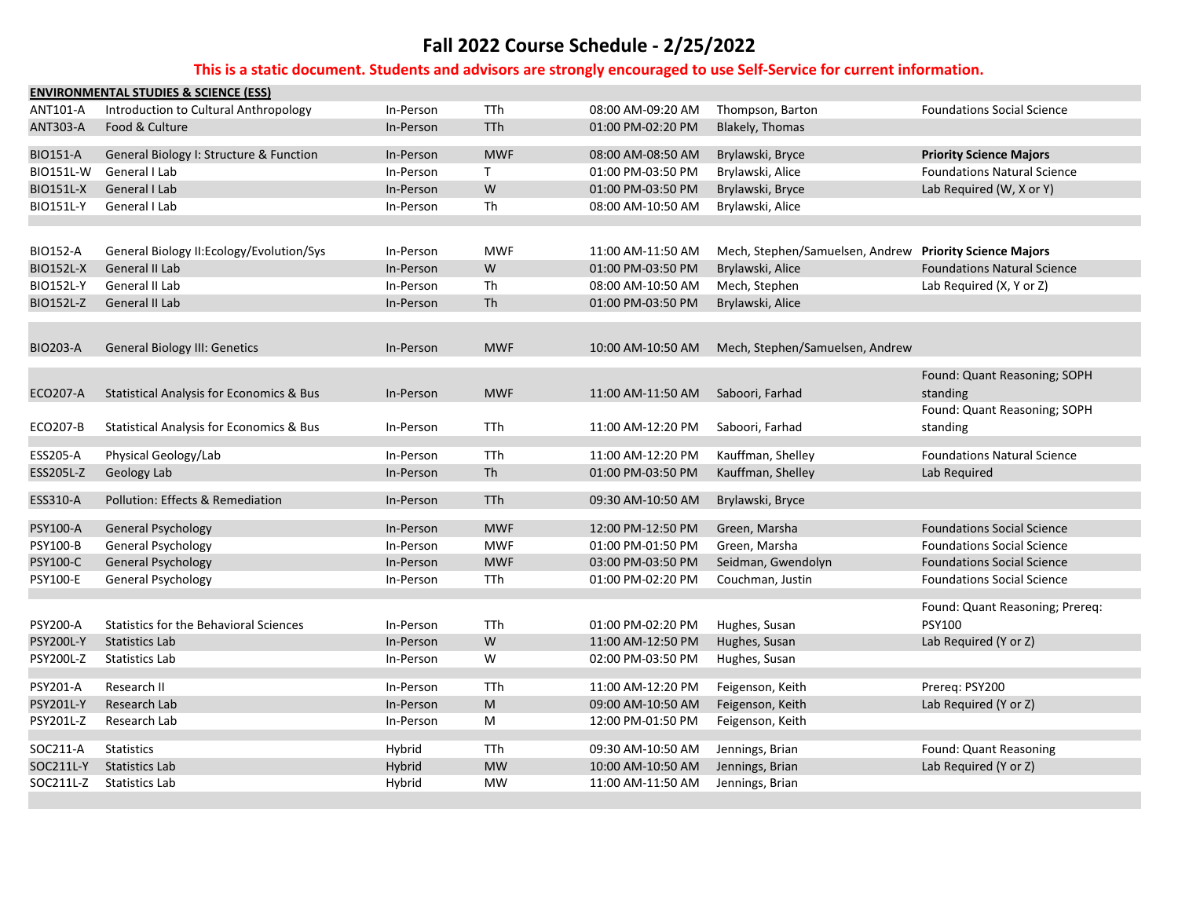# Fall 2022 Course Schedule - 2/25/2022

**This is a static document. Students and advisors are strongly encouraged to use Self-Service for current information.**

## ENVIRONMENTAL STUDIES & SCIENCE (ESS)

| Course | Title | Mode | Days | Time | Instructor | Notes |
|---|---|---|---|---|---|---|
| ANT101-A | Introduction to Cultural Anthropology | In-Person | TTh | 08:00 AM-09:20 AM | Thompson, Barton | Foundations Social Science |
| ANT303-A | Food & Culture | In-Person | TTh | 01:00 PM-02:20 PM | Blakely, Thomas | |
| BIO151-A | General Biology I: Structure & Function | In-Person | MWF | 08:00 AM-08:50 AM | Brylawski, Bryce | **Priority Science Majors** |
| BIO151L-W | General I Lab | In-Person | T | 01:00 PM-03:50 PM | Brylawski, Alice | Foundations Natural Science |
| BIO151L-X | General I Lab | In-Person | W | 01:00 PM-03:50 PM | Brylawski, Bryce | Lab Required (W, X or Y) |
| BIO151L-Y | General I Lab | In-Person | Th | 08:00 AM-10:50 AM | Brylawski, Alice | |
| BIO152-A | General Biology II:Ecology/Evolution/Sys | In-Person | MWF | 11:00 AM-11:50 AM | Mech, Stephen/Samuelsen, Andrew | **Priority Science Majors** |
| BIO152L-X | General II Lab | In-Person | W | 01:00 PM-03:50 PM | Brylawski, Alice | Foundations Natural Science |
| BIO152L-Y | General II Lab | In-Person | Th | 08:00 AM-10:50 AM | Mech, Stephen | Lab Required (X, Y or Z) |
| BIO152L-Z | General II Lab | In-Person | Th | 01:00 PM-03:50 PM | Brylawski, Alice | |
| BIO203-A | General Biology III: Genetics | In-Person | MWF | 10:00 AM-10:50 AM | Mech, Stephen/Samuelsen, Andrew | |
| ECO207-A | Statistical Analysis for Economics & Bus | In-Person | MWF | 11:00 AM-11:50 AM | Saboori, Farhad | Found: Quant Reasoning; SOPH standing |
| ECO207-B | Statistical Analysis for Economics & Bus | In-Person | TTh | 11:00 AM-12:20 PM | Saboori, Farhad | Found: Quant Reasoning; SOPH standing |
| ESS205-A | Physical Geology/Lab | In-Person | TTh | 11:00 AM-12:20 PM | Kauffman, Shelley | Foundations Natural Science |
| ESS205L-Z | Geology Lab | In-Person | Th | 01:00 PM-03:50 PM | Kauffman, Shelley | Lab Required |
| ESS310-A | Pollution: Effects & Remediation | In-Person | TTh | 09:30 AM-10:50 AM | Brylawski, Bryce | |
| PSY100-A | General Psychology | In-Person | MWF | 12:00 PM-12:50 PM | Green, Marsha | Foundations Social Science |
| PSY100-B | General Psychology | In-Person | MWF | 01:00 PM-01:50 PM | Green, Marsha | Foundations Social Science |
| PSY100-C | General Psychology | In-Person | MWF | 03:00 PM-03:50 PM | Seidman, Gwendolyn | Foundations Social Science |
| PSY100-E | General Psychology | In-Person | TTh | 01:00 PM-02:20 PM | Couchman, Justin | Foundations Social Science |
| PSY200-A | Statistics for the Behavioral Sciences | In-Person | TTh | 01:00 PM-02:20 PM | Hughes, Susan | Found: Quant Reasoning; Prereq: PSY100 |
| PSY200L-Y | Statistics Lab | In-Person | W | 11:00 AM-12:50 PM | Hughes, Susan | Lab Required (Y or Z) |
| PSY200L-Z | Statistics Lab | In-Person | W | 02:00 PM-03:50 PM | Hughes, Susan | |
| PSY201-A | Research II | In-Person | TTh | 11:00 AM-12:20 PM | Feigenson, Keith | Prereq: PSY200 |
| PSY201L-Y | Research Lab | In-Person | M | 09:00 AM-10:50 AM | Feigenson, Keith | Lab Required (Y or Z) |
| PSY201L-Z | Research Lab | In-Person | M | 12:00 PM-01:50 PM | Feigenson, Keith | |
| SOC211-A | Statistics | Hybrid | TTh | 09:30 AM-10:50 AM | Jennings, Brian | Found: Quant Reasoning |
| SOC211L-Y | Statistics Lab | Hybrid | MW | 10:00 AM-10:50 AM | Jennings, Brian | Lab Required (Y or Z) |
| SOC211L-Z | Statistics Lab | Hybrid | MW | 11:00 AM-11:50 AM | Jennings, Brian | |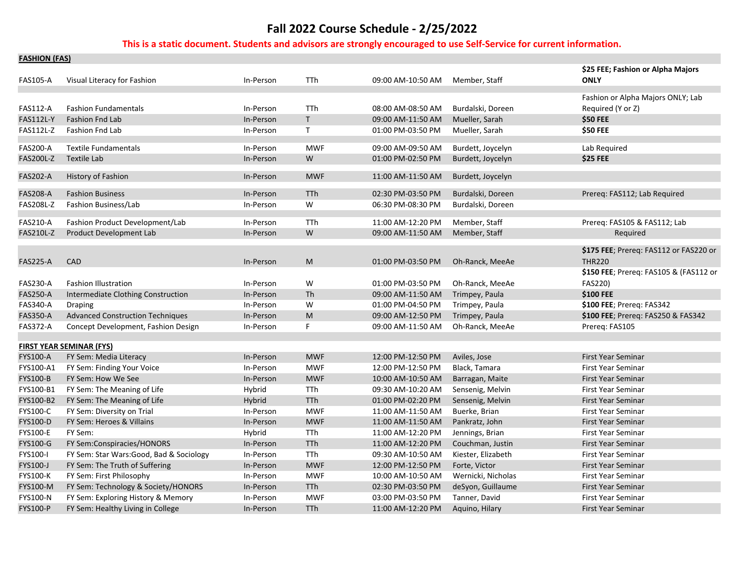# Fall 2022 Course Schedule - 2/25/2022

**This is a static document. Students and advisors are strongly encouraged to use Self-Service for current information.**

**FASHION (FAS)**

| Course | Title | Mode | Days | Time | Instructor | Notes |
|---|---|---|---|---|---|---|
| FAS105-A | Visual Literacy for Fashion | In-Person | TTh | 09:00 AM-10:50 AM | Member, Staff | **$25 FEE; Fashion or Alpha Majors ONLY** |
| FAS112-A | Fashion Fundamentals | In-Person | TTh | 08:00 AM-08:50 AM | Burdalski, Doreen | Fashion or Alpha Majors ONLY; Lab Required (Y or Z) |
| FAS112L-Y | Fashion Fnd Lab | In-Person | T | 09:00 AM-11:50 AM | Mueller, Sarah | **$50 FEE** |
| FAS112L-Z | Fashion Fnd Lab | In-Person | T | 01:00 PM-03:50 PM | Mueller, Sarah | **$50 FEE** |
| FAS200-A | Textile Fundamentals | In-Person | MWF | 09:00 AM-09:50 AM | Burdett, Joycelyn | Lab Required |
| FAS200L-Z | Textile Lab | In-Person | W | 01:00 PM-02:50 PM | Burdett, Joycelyn | **$25 FEE** |
| FAS202-A | History of Fashion | In-Person | MWF | 11:00 AM-11:50 AM | Burdett, Joycelyn | |
| FAS208-A | Fashion Business | In-Person | TTh | 02:30 PM-03:50 PM | Burdalski, Doreen | Prereq: FAS112; Lab Required |
| FAS208L-Z | Fashion Business/Lab | In-Person | W | 06:30 PM-08:30 PM | Burdalski, Doreen | |
| FAS210-A | Fashion Product Development/Lab | In-Person | TTh | 11:00 AM-12:20 PM | Member, Staff | Prereq: FAS105 & FAS112; Lab Required |
| FAS210L-Z | Product Development Lab | In-Person | W | 09:00 AM-11:50 AM | Member, Staff | |
| FAS225-A | CAD | In-Person | M | 01:00 PM-03:50 PM | Oh-Ranck, MeeAe | **$175 FEE**; Prereq: FAS112 or FAS220 or THR220 |
| FAS230-A | Fashion Illustration | In-Person | W | 01:00 PM-03:50 PM | Oh-Ranck, MeeAe | **$150 FEE**; Prereq: FAS105 & (FAS112 or FAS220) |
| FAS250-A | Intermediate Clothing Construction | In-Person | Th | 09:00 AM-11:50 AM | Trimpey, Paula | **$100 FEE** |
| FAS340-A | Draping | In-Person | W | 01:00 PM-04:50 PM | Trimpey, Paula | **$100 FEE**; Prereq: FAS342 |
| FAS350-A | Advanced Construction Techniques | In-Person | M | 09:00 AM-12:50 PM | Trimpey, Paula | **$100 FEE**; Prereq: FAS250 & FAS342 |
| FAS372-A | Concept Development, Fashion Design | In-Person | F | 09:00 AM-11:50 AM | Oh-Ranck, MeeAe | Prereq: FAS105 |

**FIRST YEAR SEMINAR (FYS)**

| Course | Title | Mode | Days | Time | Instructor | Notes |
|---|---|---|---|---|---|---|
| FYS100-A | FY Sem: Media Literacy | In-Person | MWF | 12:00 PM-12:50 PM | Aviles, Jose | First Year Seminar |
| FYS100-A1 | FY Sem: Finding Your Voice | In-Person | MWF | 12:00 PM-12:50 PM | Black, Tamara | First Year Seminar |
| FYS100-B | FY Sem: How We See | In-Person | MWF | 10:00 AM-10:50 AM | Barragan, Maite | First Year Seminar |
| FYS100-B1 | FY Sem: The Meaning of Life | Hybrid | TTh | 09:30 AM-10:20 AM | Sensenig, Melvin | First Year Seminar |
| FYS100-B2 | FY Sem: The Meaning of Life | Hybrid | TTh | 01:00 PM-02:20 PM | Sensenig, Melvin | First Year Seminar |
| FYS100-C | FY Sem: Diversity on Trial | In-Person | MWF | 11:00 AM-11:50 AM | Buerke, Brian | First Year Seminar |
| FYS100-D | FY Sem: Heroes & Villains | In-Person | MWF | 11:00 AM-11:50 AM | Pankratz, John | First Year Seminar |
| FYS100-E | FY Sem: | Hybrid | TTh | 11:00 AM-12:20 PM | Jennings, Brian | First Year Seminar |
| FYS100-G | FY Sem:Conspiracies/HONORS | In-Person | TTh | 11:00 AM-12:20 PM | Couchman, Justin | First Year Seminar |
| FYS100-I | FY Sem: Star Wars:Good, Bad & Sociology | In-Person | TTh | 09:30 AM-10:50 AM | Kiester, Elizabeth | First Year Seminar |
| FYS100-J | FY Sem: The Truth of Suffering | In-Person | MWF | 12:00 PM-12:50 PM | Forte, Victor | First Year Seminar |
| FYS100-K | FY Sem: First Philosophy | In-Person | MWF | 10:00 AM-10:50 AM | Wernicki, Nicholas | First Year Seminar |
| FYS100-M | FY Sem: Technology & Society/HONORS | In-Person | TTh | 02:30 PM-03:50 PM | deSyon, Guillaume | First Year Seminar |
| FYS100-N | FY Sem: Exploring History & Memory | In-Person | MWF | 03:00 PM-03:50 PM | Tanner, David | First Year Seminar |
| FYS100-P | FY Sem: Healthy Living in College | In-Person | TTh | 11:00 AM-12:20 PM | Aquino, Hilary | First Year Seminar |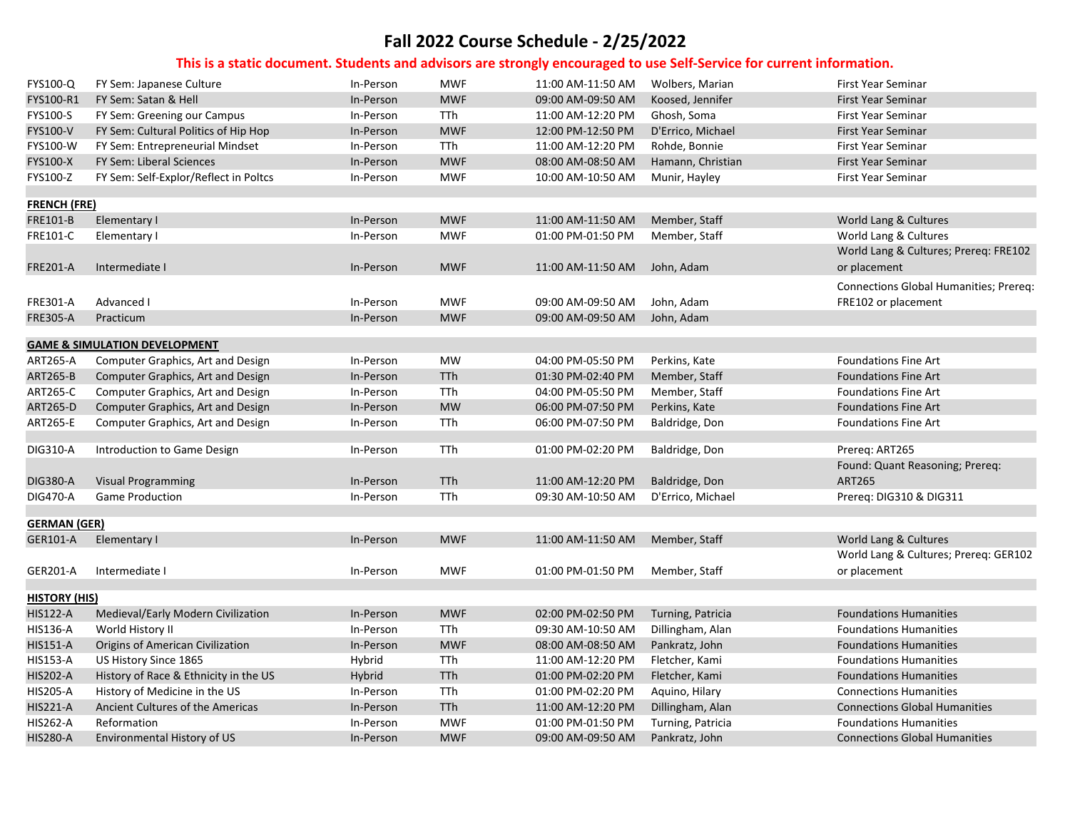# Fall 2022 Course Schedule - 2/25/2022

**This is a static document. Students and advisors are strongly encouraged to use Self-Service for current information.**

| Course | Title | Mode | Days | Time | Instructor | Notes |
|---|---|---|---|---|---|---|
| FYS100-Q | FY Sem: Japanese Culture | In-Person | MWF | 11:00 AM-11:50 AM | Wolbers, Marian | First Year Seminar |
| FYS100-R1 | FY Sem: Satan & Hell | In-Person | MWF | 09:00 AM-09:50 AM | Koosed, Jennifer | First Year Seminar |
| FYS100-S | FY Sem: Greening our Campus | In-Person | TTh | 11:00 AM-12:20 PM | Ghosh, Soma | First Year Seminar |
| FYS100-V | FY Sem: Cultural Politics of Hip Hop | In-Person | MWF | 12:00 PM-12:50 PM | D'Errico, Michael | First Year Seminar |
| FYS100-W | FY Sem: Entrepreneurial Mindset | In-Person | TTh | 11:00 AM-12:20 PM | Rohde, Bonnie | First Year Seminar |
| FYS100-X | FY Sem: Liberal Sciences | In-Person | MWF | 08:00 AM-08:50 AM | Hamann, Christian | First Year Seminar |
| FYS100-Z | FY Sem: Self-Explor/Reflect in Poltcs | In-Person | MWF | 10:00 AM-10:50 AM | Munir, Hayley | First Year Seminar |
| **FRENCH (FRE)** | | | | | | |
| FRE101-B | Elementary I | In-Person | MWF | 11:00 AM-11:50 AM | Member, Staff | World Lang & Cultures |
| FRE101-C | Elementary I | In-Person | MWF | 01:00 PM-01:50 PM | Member, Staff | World Lang & Cultures |
| FRE201-A | Intermediate I | In-Person | MWF | 11:00 AM-11:50 AM | John, Adam | World Lang & Cultures; Prereq: FRE102 or placement |
| FRE301-A | Advanced I | In-Person | MWF | 09:00 AM-09:50 AM | John, Adam | Connections Global Humanities; Prereq: FRE102 or placement |
| FRE305-A | Practicum | In-Person | MWF | 09:00 AM-09:50 AM | John, Adam | |
| **GAME & SIMULATION DEVELOPMENT** | | | | | | |
| ART265-A | Computer Graphics, Art and Design | In-Person | MW | 04:00 PM-05:50 PM | Perkins, Kate | Foundations Fine Art |
| ART265-B | Computer Graphics, Art and Design | In-Person | TTh | 01:30 PM-02:40 PM | Member, Staff | Foundations Fine Art |
| ART265-C | Computer Graphics, Art and Design | In-Person | TTh | 04:00 PM-05:50 PM | Member, Staff | Foundations Fine Art |
| ART265-D | Computer Graphics, Art and Design | In-Person | MW | 06:00 PM-07:50 PM | Perkins, Kate | Foundations Fine Art |
| ART265-E | Computer Graphics, Art and Design | In-Person | TTh | 06:00 PM-07:50 PM | Baldridge, Don | Foundations Fine Art |
| DIG310-A | Introduction to Game Design | In-Person | TTh | 01:00 PM-02:20 PM | Baldridge, Don | Prereq: ART265 |
| DIG380-A | Visual Programming | In-Person | TTh | 11:00 AM-12:20 PM | Baldridge, Don | Found: Quant Reasoning; Prereq: ART265 |
| DIG470-A | Game Production | In-Person | TTh | 09:30 AM-10:50 AM | D'Errico, Michael | Prereq: DIG310 & DIG311 |
| **GERMAN (GER)** | | | | | | |
| GER101-A | Elementary I | In-Person | MWF | 11:00 AM-11:50 AM | Member, Staff | World Lang & Cultures |
| GER201-A | Intermediate I | In-Person | MWF | 01:00 PM-01:50 PM | Member, Staff | World Lang & Cultures; Prereq: GER102 or placement |
| **HISTORY (HIS)** | | | | | | |
| HIS122-A | Medieval/Early Modern Civilization | In-Person | MWF | 02:00 PM-02:50 PM | Turning, Patricia | Foundations Humanities |
| HIS136-A | World History II | In-Person | TTh | 09:30 AM-10:50 AM | Dillingham, Alan | Foundations Humanities |
| HIS151-A | Origins of American Civilization | In-Person | MWF | 08:00 AM-08:50 AM | Pankratz, John | Foundations Humanities |
| HIS153-A | US History Since 1865 | Hybrid | TTh | 11:00 AM-12:20 PM | Fletcher, Kami | Foundations Humanities |
| HIS202-A | History of Race & Ethnicity in the US | Hybrid | TTh | 01:00 PM-02:20 PM | Fletcher, Kami | Foundations Humanities |
| HIS205-A | History of Medicine in the US | In-Person | TTh | 01:00 PM-02:20 PM | Aquino, Hilary | Connections Humanities |
| HIS221-A | Ancient Cultures of the Americas | In-Person | TTh | 11:00 AM-12:20 PM | Dillingham, Alan | Connections Global Humanities |
| HIS262-A | Reformation | In-Person | MWF | 01:00 PM-01:50 PM | Turning, Patricia | Foundations Humanities |
| HIS280-A | Environmental History of US | In-Person | MWF | 09:00 AM-09:50 AM | Pankratz, John | Connections Global Humanities |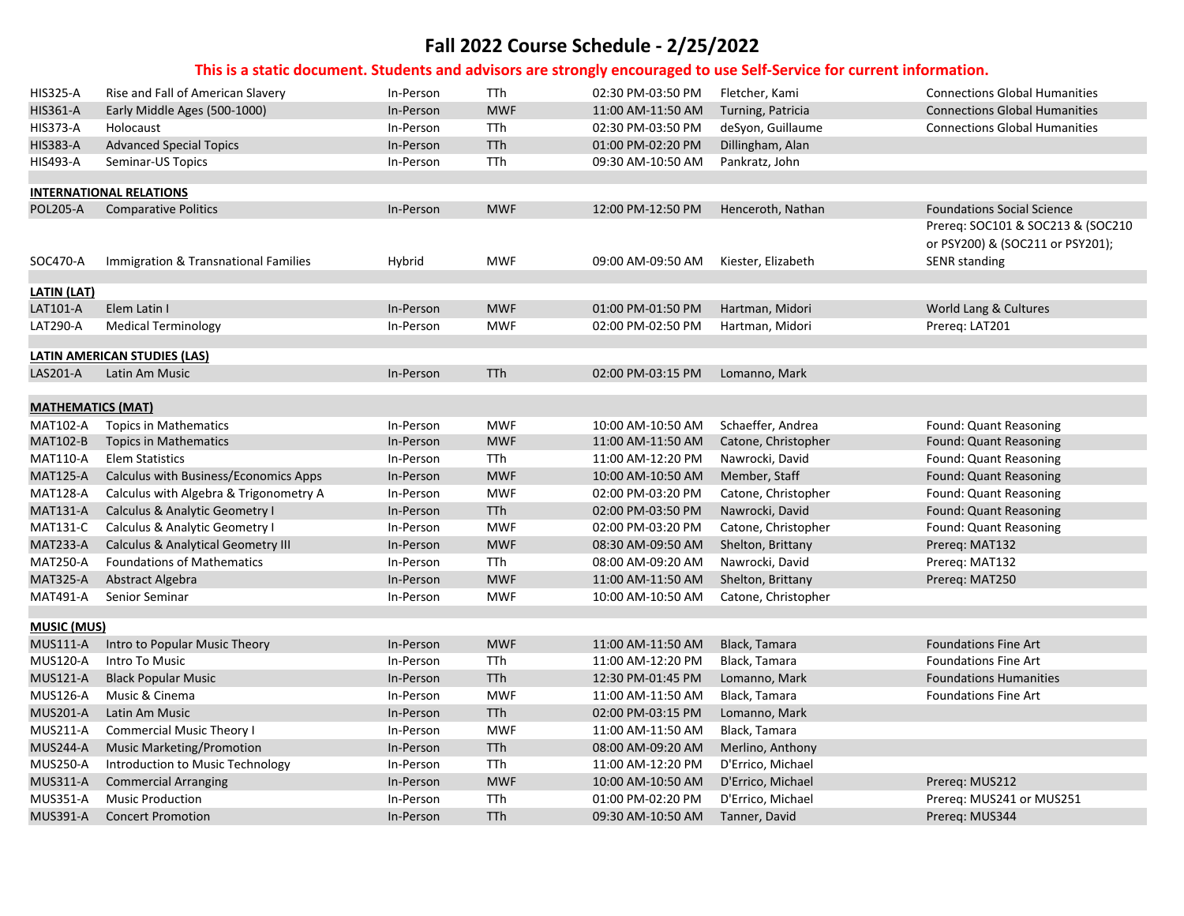# Fall 2022 Course Schedule - 2/25/2022

**This is a static document. Students and advisors are strongly encouraged to use Self-Service for current information.**

| Course | Title | Mode | Days | Time | Instructor | Notes |
|---|---|---|---|---|---|---|
| HIS325-A | Rise and Fall of American Slavery | In-Person | TTh | 02:30 PM-03:50 PM | Fletcher, Kami | Connections Global Humanities |
| HIS361-A | Early Middle Ages (500-1000) | In-Person | MWF | 11:00 AM-11:50 AM | Turning, Patricia | Connections Global Humanities |
| HIS373-A | Holocaust | In-Person | TTh | 02:30 PM-03:50 PM | deSyon, Guillaume | Connections Global Humanities |
| HIS383-A | Advanced Special Topics | In-Person | TTh | 01:00 PM-02:20 PM | Dillingham, Alan | |
| HIS493-A | Seminar-US Topics | In-Person | TTh | 09:30 AM-10:50 AM | Pankratz, John | |
| **INTERNATIONAL RELATIONS** | | | | | | |
| POL205-A | Comparative Politics | In-Person | MWF | 12:00 PM-12:50 PM | Henceroth, Nathan | Foundations Social Science |
| SOC470-A | Immigration & Transnational Families | Hybrid | MWF | 09:00 AM-09:50 AM | Kiester, Elizabeth | Prereq: SOC101 & SOC213 & (SOC210 or PSY200) & (SOC211 or PSY201); SENR standing |
| **LATIN (LAT)** | | | | | | |
| LAT101-A | Elem Latin I | In-Person | MWF | 01:00 PM-01:50 PM | Hartman, Midori | World Lang & Cultures |
| LAT290-A | Medical Terminology | In-Person | MWF | 02:00 PM-02:50 PM | Hartman, Midori | Prereq: LAT201 |
| **LATIN AMERICAN STUDIES (LAS)** | | | | | | |
| LAS201-A | Latin Am Music | In-Person | TTh | 02:00 PM-03:15 PM | Lomanno, Mark | |
| **MATHEMATICS (MAT)** | | | | | | |
| MAT102-A | Topics in Mathematics | In-Person | MWF | 10:00 AM-10:50 AM | Schaeffer, Andrea | Found: Quant Reasoning |
| MAT102-B | Topics in Mathematics | In-Person | MWF | 11:00 AM-11:50 AM | Catone, Christopher | Found: Quant Reasoning |
| MAT110-A | Elem Statistics | In-Person | TTh | 11:00 AM-12:20 PM | Nawrocki, David | Found: Quant Reasoning |
| MAT125-A | Calculus with Business/Economics Apps | In-Person | MWF | 10:00 AM-10:50 AM | Member, Staff | Found: Quant Reasoning |
| MAT128-A | Calculus with Algebra & Trigonometry A | In-Person | MWF | 02:00 PM-03:20 PM | Catone, Christopher | Found: Quant Reasoning |
| MAT131-A | Calculus & Analytic Geometry I | In-Person | TTh | 02:00 PM-03:50 PM | Nawrocki, David | Found: Quant Reasoning |
| MAT131-C | Calculus & Analytic Geometry I | In-Person | MWF | 02:00 PM-03:20 PM | Catone, Christopher | Found: Quant Reasoning |
| MAT233-A | Calculus & Analytical Geometry III | In-Person | MWF | 08:30 AM-09:50 AM | Shelton, Brittany | Prereq: MAT132 |
| MAT250-A | Foundations of Mathematics | In-Person | TTh | 08:00 AM-09:20 AM | Nawrocki, David | Prereq: MAT132 |
| MAT325-A | Abstract Algebra | In-Person | MWF | 11:00 AM-11:50 AM | Shelton, Brittany | Prereq: MAT250 |
| MAT491-A | Senior Seminar | In-Person | MWF | 10:00 AM-10:50 AM | Catone, Christopher | |
| **MUSIC (MUS)** | | | | | | |
| MUS111-A | Intro to Popular Music Theory | In-Person | MWF | 11:00 AM-11:50 AM | Black, Tamara | Foundations Fine Art |
| MUS120-A | Intro To Music | In-Person | TTh | 11:00 AM-12:20 PM | Black, Tamara | Foundations Fine Art |
| MUS121-A | Black Popular Music | In-Person | TTh | 12:30 PM-01:45 PM | Lomanno, Mark | Foundations Humanities |
| MUS126-A | Music & Cinema | In-Person | MWF | 11:00 AM-11:50 AM | Black, Tamara | Foundations Fine Art |
| MUS201-A | Latin Am Music | In-Person | TTh | 02:00 PM-03:15 PM | Lomanno, Mark | |
| MUS211-A | Commercial Music Theory I | In-Person | MWF | 11:00 AM-11:50 AM | Black, Tamara | |
| MUS244-A | Music Marketing/Promotion | In-Person | TTh | 08:00 AM-09:20 AM | Merlino, Anthony | |
| MUS250-A | Introduction to Music Technology | In-Person | TTh | 11:00 AM-12:20 PM | D'Errico, Michael | |
| MUS311-A | Commercial Arranging | In-Person | MWF | 10:00 AM-10:50 AM | D'Errico, Michael | Prereq: MUS212 |
| MUS351-A | Music Production | In-Person | TTh | 01:00 PM-02:20 PM | D'Errico, Michael | Prereq: MUS241 or MUS251 |
| MUS391-A | Concert Promotion | In-Person | TTh | 09:30 AM-10:50 AM | Tanner, David | Prereq: MUS344 |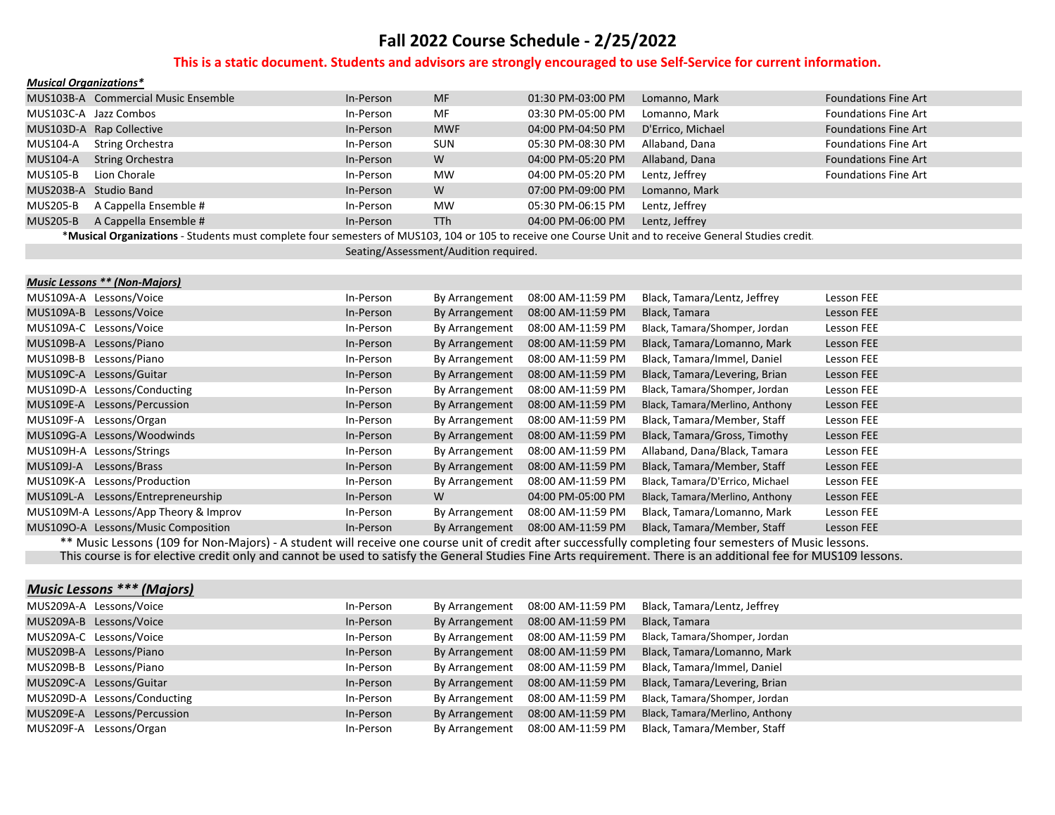# Fall 2022 Course Schedule - 2/25/2022

**This is a static document. Students and advisors are strongly encouraged to use Self-Service for current information.**

***Musical Organizations****

| Course | Title | Mode | Days | Time | Instructor | Notes |
|---|---|---|---|---|---|---|
| MUS103B-A | Commercial Music Ensemble | In-Person | MF | 01:30 PM-03:00 PM | Lomanno, Mark | Foundations Fine Art |
| MUS103C-A | Jazz Combos | In-Person | MF | 03:30 PM-05:00 PM | Lomanno, Mark | Foundations Fine Art |
| MUS103D-A | Rap Collective | In-Person | MWF | 04:00 PM-04:50 PM | D'Errico, Michael | Foundations Fine Art |
| MUS104-A | String Orchestra | In-Person | SUN | 05:30 PM-08:30 PM | Allaband, Dana | Foundations Fine Art |
| MUS104-A | String Orchestra | In-Person | W | 04:00 PM-05:20 PM | Allaband, Dana | Foundations Fine Art |
| MUS105-B | Lion Chorale | In-Person | MW | 04:00 PM-05:20 PM | Lentz, Jeffrey | Foundations Fine Art |
| MUS203B-A | Studio Band | In-Person | W | 07:00 PM-09:00 PM | Lomanno, Mark | |
| MUS205-B | A Cappella Ensemble # | In-Person | MW | 05:30 PM-06:15 PM | Lentz, Jeffrey | |
| MUS205-B | A Cappella Ensemble # | In-Person | TTh | 04:00 PM-06:00 PM | Lentz, Jeffrey | |

*__Musical Organizations__ - Students must complete four semesters of MUS103, 104 or 105 to receive one Course Unit and to receive General Studies credit.

Seating/Assessment/Audition required.

***Music Lessons ** (Non-Majors)***

| Course | Title | Mode | Days | Time | Instructor | Notes |
|---|---|---|---|---|---|---|
| MUS109A-A | Lessons/Voice | In-Person | By Arrangement | 08:00 AM-11:59 PM | Black, Tamara/Lentz, Jeffrey | Lesson FEE |
| MUS109A-B | Lessons/Voice | In-Person | By Arrangement | 08:00 AM-11:59 PM | Black, Tamara | Lesson FEE |
| MUS109A-C | Lessons/Voice | In-Person | By Arrangement | 08:00 AM-11:59 PM | Black, Tamara/Shomper, Jordan | Lesson FEE |
| MUS109B-A | Lessons/Piano | In-Person | By Arrangement | 08:00 AM-11:59 PM | Black, Tamara/Lomanno, Mark | Lesson FEE |
| MUS109B-B | Lessons/Piano | In-Person | By Arrangement | 08:00 AM-11:59 PM | Black, Tamara/Immel, Daniel | Lesson FEE |
| MUS109C-A | Lessons/Guitar | In-Person | By Arrangement | 08:00 AM-11:59 PM | Black, Tamara/Levering, Brian | Lesson FEE |
| MUS109D-A | Lessons/Conducting | In-Person | By Arrangement | 08:00 AM-11:59 PM | Black, Tamara/Shomper, Jordan | Lesson FEE |
| MUS109E-A | Lessons/Percussion | In-Person | By Arrangement | 08:00 AM-11:59 PM | Black, Tamara/Merlino, Anthony | Lesson FEE |
| MUS109F-A | Lessons/Organ | In-Person | By Arrangement | 08:00 AM-11:59 PM | Black, Tamara/Member, Staff | Lesson FEE |
| MUS109G-A | Lessons/Woodwinds | In-Person | By Arrangement | 08:00 AM-11:59 PM | Black, Tamara/Gross, Timothy | Lesson FEE |
| MUS109H-A | Lessons/Strings | In-Person | By Arrangement | 08:00 AM-11:59 PM | Allaband, Dana/Black, Tamara | Lesson FEE |
| MUS109J-A | Lessons/Brass | In-Person | By Arrangement | 08:00 AM-11:59 PM | Black, Tamara/Member, Staff | Lesson FEE |
| MUS109K-A | Lessons/Production | In-Person | By Arrangement | 08:00 AM-11:59 PM | Black, Tamara/D'Errico, Michael | Lesson FEE |
| MUS109L-A | Lessons/Entrepreneurship | In-Person | W | 04:00 PM-05:00 PM | Black, Tamara/Merlino, Anthony | Lesson FEE |
| MUS109M-A | Lessons/App Theory & Improv | In-Person | By Arrangement | 08:00 AM-11:59 PM | Black, Tamara/Lomanno, Mark | Lesson FEE |
| MUS109O-A | Lessons/Music Composition | In-Person | By Arrangement | 08:00 AM-11:59 PM | Black, Tamara/Member, Staff | Lesson FEE |

** Music Lessons (109 for Non-Majors) - A student will receive one course unit of credit after successfully completing four semesters of Music lessons.
This course is for elective credit only and cannot be used to satisfy the General Studies Fine Arts requirement. There is an additional fee for MUS109 lessons.

***Music Lessons *** (Majors)***

| Course | Title | Mode | Days | Time | Instructor |
|---|---|---|---|---|---|
| MUS209A-A | Lessons/Voice | In-Person | By Arrangement | 08:00 AM-11:59 PM | Black, Tamara/Lentz, Jeffrey |
| MUS209A-B | Lessons/Voice | In-Person | By Arrangement | 08:00 AM-11:59 PM | Black, Tamara |
| MUS209A-C | Lessons/Voice | In-Person | By Arrangement | 08:00 AM-11:59 PM | Black, Tamara/Shomper, Jordan |
| MUS209B-A | Lessons/Piano | In-Person | By Arrangement | 08:00 AM-11:59 PM | Black, Tamara/Lomanno, Mark |
| MUS209B-B | Lessons/Piano | In-Person | By Arrangement | 08:00 AM-11:59 PM | Black, Tamara/Immel, Daniel |
| MUS209C-A | Lessons/Guitar | In-Person | By Arrangement | 08:00 AM-11:59 PM | Black, Tamara/Levering, Brian |
| MUS209D-A | Lessons/Conducting | In-Person | By Arrangement | 08:00 AM-11:59 PM | Black, Tamara/Shomper, Jordan |
| MUS209E-A | Lessons/Percussion | In-Person | By Arrangement | 08:00 AM-11:59 PM | Black, Tamara/Merlino, Anthony |
| MUS209F-A | Lessons/Organ | In-Person | By Arrangement | 08:00 AM-11:59 PM | Black, Tamara/Member, Staff |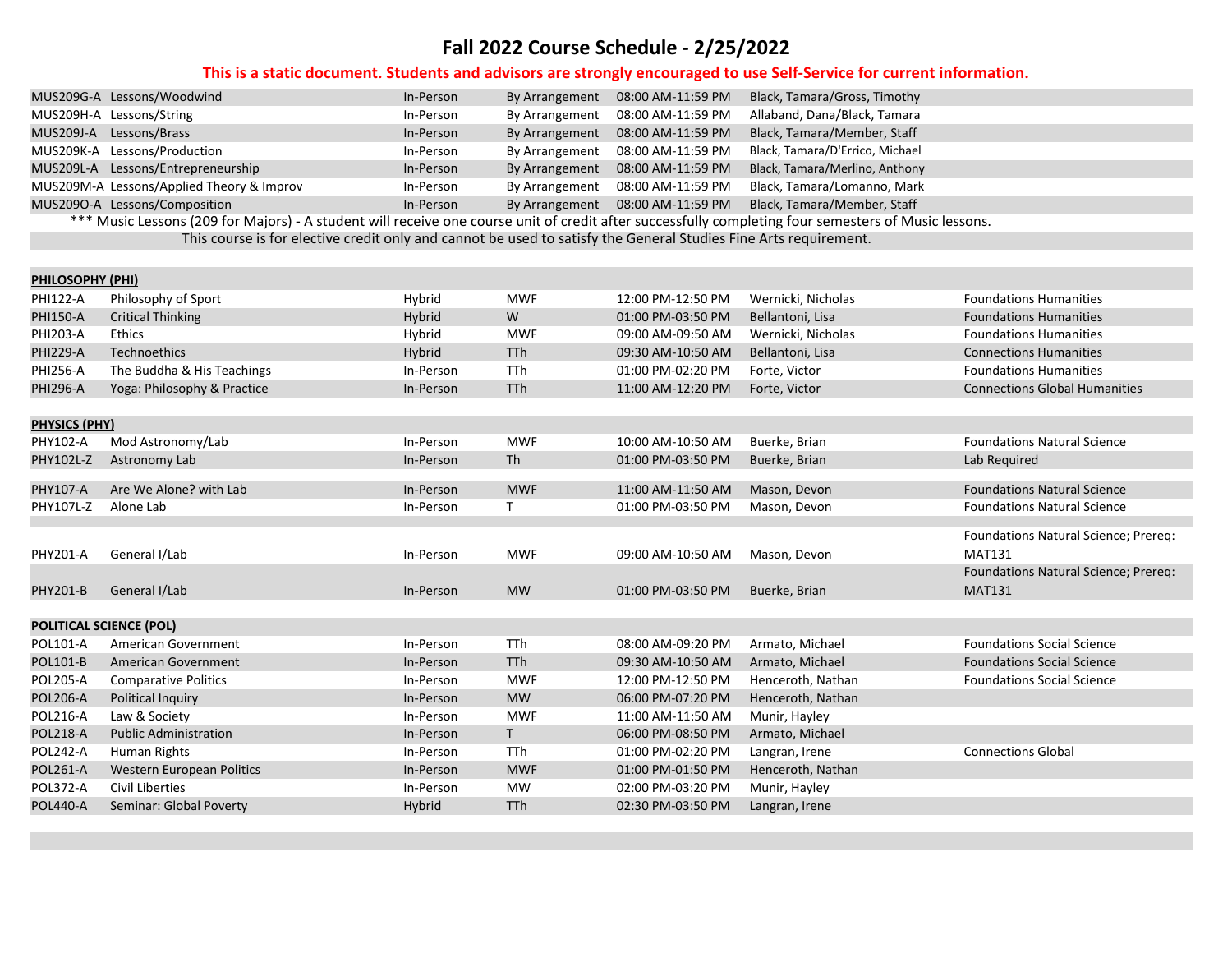# Fall 2022 Course Schedule - 2/25/2022

**This is a static document. Students and advisors are strongly encouraged to use Self-Service for current information.**

| Course | Title | Mode | Days | Time | Instructor | Notes |
|---|---|---|---|---|---|---|
| MUS209G-A | Lessons/Woodwind | In-Person | By Arrangement | 08:00 AM-11:59 PM | Black, Tamara/Gross, Timothy | |
| MUS209H-A | Lessons/String | In-Person | By Arrangement | 08:00 AM-11:59 PM | Allaband, Dana/Black, Tamara | |
| MUS209J-A | Lessons/Brass | In-Person | By Arrangement | 08:00 AM-11:59 PM | Black, Tamara/Member, Staff | |
| MUS209K-A | Lessons/Production | In-Person | By Arrangement | 08:00 AM-11:59 PM | Black, Tamara/D'Errico, Michael | |
| MUS209L-A | Lessons/Entrepreneurship | In-Person | By Arrangement | 08:00 AM-11:59 PM | Black, Tamara/Merlino, Anthony | |
| MUS209M-A | Lessons/Applied Theory & Improv | In-Person | By Arrangement | 08:00 AM-11:59 PM | Black, Tamara/Lomanno, Mark | |
| MUS209O-A | Lessons/Composition | In-Person | By Arrangement | 08:00 AM-11:59 PM | Black, Tamara/Member, Staff | |

*** Music Lessons (209 for Majors) - A student will receive one course unit of credit after successfully completing four semesters of Music lessons. This course is for elective credit only and cannot be used to satisfy the General Studies Fine Arts requirement.

**PHILOSOPHY (PHI)**

| Course | Title | Mode | Days | Time | Instructor | Notes |
|---|---|---|---|---|---|---|
| PHI122-A | Philosophy of Sport | Hybrid | MWF | 12:00 PM-12:50 PM | Wernicki, Nicholas | Foundations Humanities |
| PHI150-A | Critical Thinking | Hybrid | W | 01:00 PM-03:50 PM | Bellantoni, Lisa | Foundations Humanities |
| PHI203-A | Ethics | Hybrid | MWF | 09:00 AM-09:50 AM | Wernicki, Nicholas | Foundations Humanities |
| PHI229-A | Technoethics | Hybrid | TTh | 09:30 AM-10:50 AM | Bellantoni, Lisa | Connections Humanities |
| PHI256-A | The Buddha & His Teachings | In-Person | TTh | 01:00 PM-02:20 PM | Forte, Victor | Foundations Humanities |
| PHI296-A | Yoga: Philosophy & Practice | In-Person | TTh | 11:00 AM-12:20 PM | Forte, Victor | Connections Global Humanities |

**PHYSICS (PHY)**

| Course | Title | Mode | Days | Time | Instructor | Notes |
|---|---|---|---|---|---|---|
| PHY102-A | Mod Astronomy/Lab | In-Person | MWF | 10:00 AM-10:50 AM | Buerke, Brian | Foundations Natural Science |
| PHY102L-Z | Astronomy Lab | In-Person | Th | 01:00 PM-03:50 PM | Buerke, Brian | Lab Required |
| PHY107-A | Are We Alone? with Lab | In-Person | MWF | 11:00 AM-11:50 AM | Mason, Devon | Foundations Natural Science |
| PHY107L-Z | Alone Lab | In-Person | T | 01:00 PM-03:50 PM | Mason, Devon | Foundations Natural Science |
| PHY201-A | General I/Lab | In-Person | MWF | 09:00 AM-10:50 AM | Mason, Devon | Foundations Natural Science; Prereq: MAT131 |
| PHY201-B | General I/Lab | In-Person | MW | 01:00 PM-03:50 PM | Buerke, Brian | Foundations Natural Science; Prereq: MAT131 |

**POLITICAL SCIENCE (POL)**

| Course | Title | Mode | Days | Time | Instructor | Notes |
|---|---|---|---|---|---|---|
| POL101-A | American Government | In-Person | TTh | 08:00 AM-09:20 PM | Armato, Michael | Foundations Social Science |
| POL101-B | American Government | In-Person | TTh | 09:30 AM-10:50 AM | Armato, Michael | Foundations Social Science |
| POL205-A | Comparative Politics | In-Person | MWF | 12:00 PM-12:50 PM | Henceroth, Nathan | Foundations Social Science |
| POL206-A | Political Inquiry | In-Person | MW | 06:00 PM-07:20 PM | Henceroth, Nathan | |
| POL216-A | Law & Society | In-Person | MWF | 11:00 AM-11:50 AM | Munir, Hayley | |
| POL218-A | Public Administration | In-Person | T | 06:00 PM-08:50 PM | Armato, Michael | |
| POL242-A | Human Rights | In-Person | TTh | 01:00 PM-02:20 PM | Langran, Irene | Connections Global |
| POL261-A | Western European Politics | In-Person | MWF | 01:00 PM-01:50 PM | Henceroth, Nathan | |
| POL372-A | Civil Liberties | In-Person | MW | 02:00 PM-03:20 PM | Munir, Hayley | |
| POL440-A | Seminar: Global Poverty | Hybrid | TTh | 02:30 PM-03:50 PM | Langran, Irene | |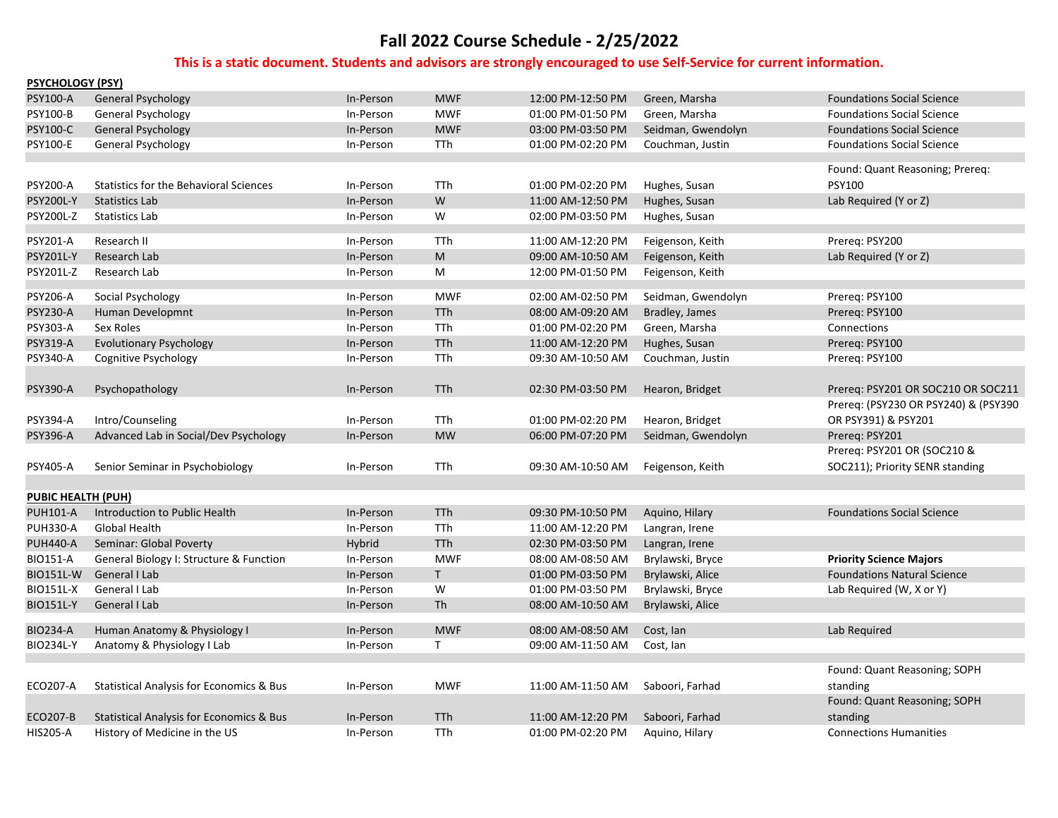# Fall 2022 Course Schedule - 2/25/2022

**This is a static document. Students and advisors are strongly encouraged to use Self-Service for current information.**

## PSYCHOLOGY (PSY)

| Course | Title | Mode | Days | Time | Instructor | Notes |
|---|---|---|---|---|---|---|
| PSY100-A | General Psychology | In-Person | MWF | 12:00 PM-12:50 PM | Green, Marsha | Foundations Social Science |
| PSY100-B | General Psychology | In-Person | MWF | 01:00 PM-01:50 PM | Green, Marsha | Foundations Social Science |
| PSY100-C | General Psychology | In-Person | MWF | 03:00 PM-03:50 PM | Seidman, Gwendolyn | Foundations Social Science |
| PSY100-E | General Psychology | In-Person | TTh | 01:00 PM-02:20 PM | Couchman, Justin | Foundations Social Science |
| PSY200-A | Statistics for the Behavioral Sciences | In-Person | TTh | 01:00 PM-02:20 PM | Hughes, Susan | Found: Quant Reasoning; Prereq: PSY100 |
| PSY200L-Y | Statistics Lab | In-Person | W | 11:00 AM-12:50 PM | Hughes, Susan | Lab Required (Y or Z) |
| PSY200L-Z | Statistics Lab | In-Person | W | 02:00 PM-03:50 PM | Hughes, Susan | |
| PSY201-A | Research II | In-Person | TTh | 11:00 AM-12:20 PM | Feigenson, Keith | Prereq: PSY200 |
| PSY201L-Y | Research Lab | In-Person | M | 09:00 AM-10:50 AM | Feigenson, Keith | Lab Required (Y or Z) |
| PSY201L-Z | Research Lab | In-Person | M | 12:00 PM-01:50 PM | Feigenson, Keith | |
| PSY206-A | Social Psychology | In-Person | MWF | 02:00 AM-02:50 PM | Seidman, Gwendolyn | Prereq: PSY100 |
| PSY230-A | Human Developmnt | In-Person | TTh | 08:00 AM-09:20 AM | Bradley, James | Prereq: PSY100 |
| PSY303-A | Sex Roles | In-Person | TTh | 01:00 PM-02:20 PM | Green, Marsha | Connections |
| PSY319-A | Evolutionary Psychology | In-Person | TTh | 11:00 AM-12:20 PM | Hughes, Susan | Prereq: PSY100 |
| PSY340-A | Cognitive Psychology | In-Person | TTh | 09:30 AM-10:50 AM | Couchman, Justin | Prereq: PSY100 |
| PSY390-A | Psychopathology | In-Person | TTh | 02:30 PM-03:50 PM | Hearon, Bridget | Prereq: PSY201 OR SOC210 OR SOC211 |
| PSY394-A | Intro/Counseling | In-Person | TTh | 01:00 PM-02:20 PM | Hearon, Bridget | Prereq: (PSY230 OR PSY240) & (PSY390 OR PSY391) & PSY201 |
| PSY396-A | Advanced Lab in Social/Dev Psychology | In-Person | MW | 06:00 PM-07:20 PM | Seidman, Gwendolyn | Prereq: PSY201 |
| PSY405-A | Senior Seminar in Psychobiology | In-Person | TTh | 09:30 AM-10:50 AM | Feigenson, Keith | Prereq: PSY201 OR (SOC210 & SOC211); Priority SENR standing |

## PUBIC HEALTH (PUH)

| Course | Title | Mode | Days | Time | Instructor | Notes |
|---|---|---|---|---|---|---|
| PUH101-A | Introduction to Public Health | In-Person | TTh | 09:30 PM-10:50 PM | Aquino, Hilary | Foundations Social Science |
| PUH330-A | Global Health | In-Person | TTh | 11:00 AM-12:20 PM | Langran, Irene | |
| PUH440-A | Seminar: Global Poverty | Hybrid | TTh | 02:30 PM-03:50 PM | Langran, Irene | |
| BIO151-A | General Biology I: Structure & Function | In-Person | MWF | 08:00 AM-08:50 AM | Brylawski, Bryce | **Priority Science Majors** |
| BIO151L-W | General I Lab | In-Person | T | 01:00 PM-03:50 PM | Brylawski, Alice | Foundations Natural Science |
| BIO151L-X | General I Lab | In-Person | W | 01:00 PM-03:50 PM | Brylawski, Bryce | Lab Required (W, X or Y) |
| BIO151L-Y | General I Lab | In-Person | Th | 08:00 AM-10:50 AM | Brylawski, Alice | |
| BIO234-A | Human Anatomy & Physiology I | In-Person | MWF | 08:00 AM-08:50 AM | Cost, Ian | Lab Required |
| BIO234L-Y | Anatomy & Physiology I Lab | In-Person | T | 09:00 AM-11:50 AM | Cost, Ian | |
| ECO207-A | Statistical Analysis for Economics & Bus | In-Person | MWF | 11:00 AM-11:50 AM | Saboori, Farhad | Found: Quant Reasoning; SOPH standing |
| ECO207-B | Statistical Analysis for Economics & Bus | In-Person | TTh | 11:00 AM-12:20 PM | Saboori, Farhad | Found: Quant Reasoning; SOPH standing |
| HIS205-A | History of Medicine in the US | In-Person | TTh | 01:00 PM-02:20 PM | Aquino, Hilary | Connections Humanities |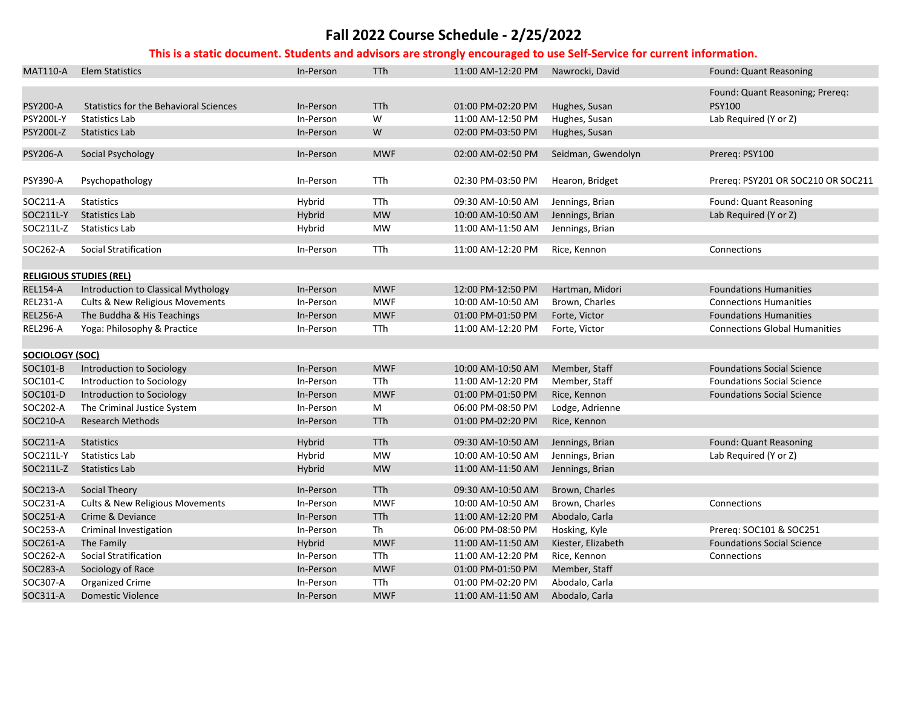# Fall 2022 Course Schedule - 2/25/2022

**This is a static document. Students and advisors are strongly encouraged to use Self-Service for current information.**

| Course | Title | Mode | Days | Time | Instructor | Notes |
|---|---|---|---|---|---|---|
| MAT110-A | Elem Statistics | In-Person | TTh | 11:00 AM-12:20 PM | Nawrocki, David | Found: Quant Reasoning |
| PSY200-A | Statistics for the Behavioral Sciences | In-Person | TTh | 01:00 PM-02:20 PM | Hughes, Susan | Found: Quant Reasoning; Prereq: PSY100 |
| PSY200L-Y | Statistics Lab | In-Person | W | 11:00 AM-12:50 PM | Hughes, Susan | Lab Required (Y or Z) |
| PSY200L-Z | Statistics Lab | In-Person | W | 02:00 PM-03:50 PM | Hughes, Susan | |
| PSY206-A | Social Psychology | In-Person | MWF | 02:00 AM-02:50 PM | Seidman, Gwendolyn | Prereq: PSY100 |
| PSY390-A | Psychopathology | In-Person | TTh | 02:30 PM-03:50 PM | Hearon, Bridget | Prereq: PSY201 OR SOC210 OR SOC211 |
| SOC211-A | Statistics | Hybrid | TTh | 09:30 AM-10:50 AM | Jennings, Brian | Found: Quant Reasoning |
| SOC211L-Y | Statistics Lab | Hybrid | MW | 10:00 AM-10:50 AM | Jennings, Brian | Lab Required (Y or Z) |
| SOC211L-Z | Statistics Lab | Hybrid | MW | 11:00 AM-11:50 AM | Jennings, Brian | |
| SOC262-A | Social Stratification | In-Person | TTh | 11:00 AM-12:20 PM | Rice, Kennon | Connections |
| **RELIGIOUS STUDIES (REL)** | | | | | | |
| REL154-A | Introduction to Classical Mythology | In-Person | MWF | 12:00 PM-12:50 PM | Hartman, Midori | Foundations Humanities |
| REL231-A | Cults & New Religious Movements | In-Person | MWF | 10:00 AM-10:50 AM | Brown, Charles | Connections Humanities |
| REL256-A | The Buddha & His Teachings | In-Person | MWF | 01:00 PM-01:50 PM | Forte, Victor | Foundations Humanities |
| REL296-A | Yoga: Philosophy & Practice | In-Person | TTh | 11:00 AM-12:20 PM | Forte, Victor | Connections Global Humanities |
| **SOCIOLOGY (SOC)** | | | | | | |
| SOC101-B | Introduction to Sociology | In-Person | MWF | 10:00 AM-10:50 AM | Member, Staff | Foundations Social Science |
| SOC101-C | Introduction to Sociology | In-Person | TTh | 11:00 AM-12:20 PM | Member, Staff | Foundations Social Science |
| SOC101-D | Introduction to Sociology | In-Person | MWF | 01:00 PM-01:50 PM | Rice, Kennon | Foundations Social Science |
| SOC202-A | The Criminal Justice System | In-Person | M | 06:00 PM-08:50 PM | Lodge, Adrienne | |
| SOC210-A | Research Methods | In-Person | TTh | 01:00 PM-02:20 PM | Rice, Kennon | |
| SOC211-A | Statistics | Hybrid | TTh | 09:30 AM-10:50 AM | Jennings, Brian | Found: Quant Reasoning |
| SOC211L-Y | Statistics Lab | Hybrid | MW | 10:00 AM-10:50 AM | Jennings, Brian | Lab Required (Y or Z) |
| SOC211L-Z | Statistics Lab | Hybrid | MW | 11:00 AM-11:50 AM | Jennings, Brian | |
| SOC213-A | Social Theory | In-Person | TTh | 09:30 AM-10:50 AM | Brown, Charles | |
| SOC231-A | Cults & New Religious Movements | In-Person | MWF | 10:00 AM-10:50 AM | Brown, Charles | Connections |
| SOC251-A | Crime & Deviance | In-Person | TTh | 11:00 AM-12:20 PM | Abodalo, Carla | |
| SOC253-A | Criminal Investigation | In-Person | Th | 06:00 PM-08:50 PM | Hosking, Kyle | Prereq: SOC101 & SOC251 |
| SOC261-A | The Family | Hybrid | MWF | 11:00 AM-11:50 AM | Kiester, Elizabeth | Foundations Social Science |
| SOC262-A | Social Stratification | In-Person | TTh | 11:00 AM-12:20 PM | Rice, Kennon | Connections |
| SOC283-A | Sociology of Race | In-Person | MWF | 01:00 PM-01:50 PM | Member, Staff | |
| SOC307-A | Organized Crime | In-Person | TTh | 01:00 PM-02:20 PM | Abodalo, Carla | |
| SOC311-A | Domestic Violence | In-Person | MWF | 11:00 AM-11:50 AM | Abodalo, Carla | |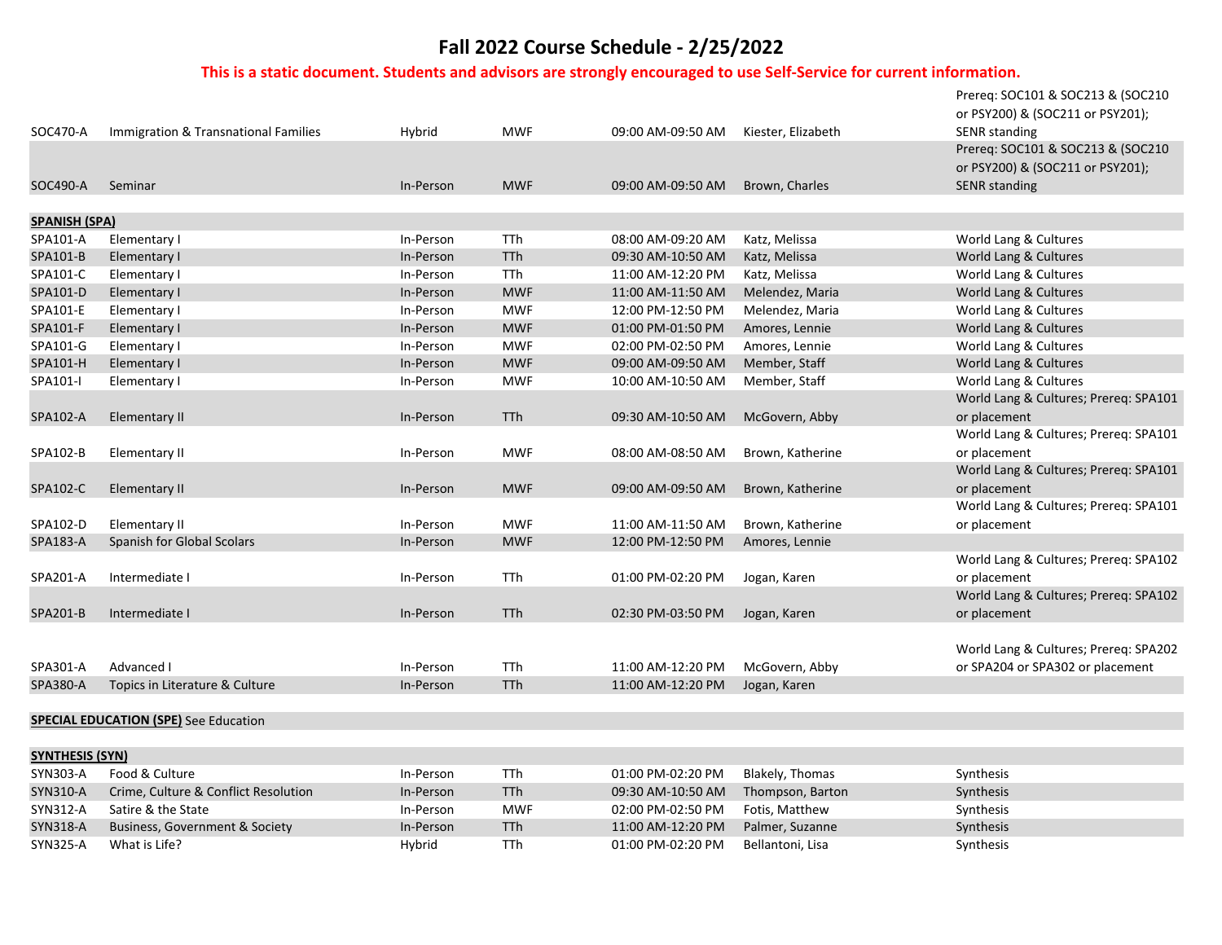# Fall 2022 Course Schedule - 2/25/2022

**This is a static document. Students and advisors are strongly encouraged to use Self-Service for current information.**

| Course | Title | Mode | Days | Time | Instructor | Notes |
|---|---|---|---|---|---|---|
| SOC470-A | Immigration & Transnational Families | Hybrid | MWF | 09:00 AM-09:50 AM | Kiester, Elizabeth | Prereq: SOC101 & SOC213 & (SOC210 or PSY200) & (SOC211 or PSY201); SENR standing |
| SOC490-A | Seminar | In-Person | MWF | 09:00 AM-09:50 AM | Brown, Charles | Prereq: SOC101 & SOC213 & (SOC210 or PSY200) & (SOC211 or PSY201); SENR standing |
| **SPANISH (SPA)** | | | | | | |
| SPA101-A | Elementary I | In-Person | TTh | 08:00 AM-09:20 AM | Katz, Melissa | World Lang & Cultures |
| SPA101-B | Elementary I | In-Person | TTh | 09:30 AM-10:50 AM | Katz, Melissa | World Lang & Cultures |
| SPA101-C | Elementary I | In-Person | TTh | 11:00 AM-12:20 PM | Katz, Melissa | World Lang & Cultures |
| SPA101-D | Elementary I | In-Person | MWF | 11:00 AM-11:50 AM | Melendez, Maria | World Lang & Cultures |
| SPA101-E | Elementary I | In-Person | MWF | 12:00 PM-12:50 PM | Melendez, Maria | World Lang & Cultures |
| SPA101-F | Elementary I | In-Person | MWF | 01:00 PM-01:50 PM | Amores, Lennie | World Lang & Cultures |
| SPA101-G | Elementary I | In-Person | MWF | 02:00 PM-02:50 PM | Amores, Lennie | World Lang & Cultures |
| SPA101-H | Elementary I | In-Person | MWF | 09:00 AM-09:50 AM | Member, Staff | World Lang & Cultures |
| SPA101-I | Elementary I | In-Person | MWF | 10:00 AM-10:50 AM | Member, Staff | World Lang & Cultures |
| SPA102-A | Elementary II | In-Person | TTh | 09:30 AM-10:50 AM | McGovern, Abby | World Lang & Cultures; Prereq: SPA101 or placement |
| SPA102-B | Elementary II | In-Person | MWF | 08:00 AM-08:50 AM | Brown, Katherine | World Lang & Cultures; Prereq: SPA101 or placement |
| SPA102-C | Elementary II | In-Person | MWF | 09:00 AM-09:50 AM | Brown, Katherine | World Lang & Cultures; Prereq: SPA101 or placement |
| SPA102-D | Elementary II | In-Person | MWF | 11:00 AM-11:50 AM | Brown, Katherine | World Lang & Cultures; Prereq: SPA101 or placement |
| SPA183-A | Spanish for Global Scolars | In-Person | MWF | 12:00 PM-12:50 PM | Amores, Lennie | |
| SPA201-A | Intermediate I | In-Person | TTh | 01:00 PM-02:20 PM | Jogan, Karen | World Lang & Cultures; Prereq: SPA102 or placement |
| SPA201-B | Intermediate I | In-Person | TTh | 02:30 PM-03:50 PM | Jogan, Karen | World Lang & Cultures; Prereq: SPA102 or placement |
| SPA301-A | Advanced I | In-Person | TTh | 11:00 AM-12:20 PM | McGovern, Abby | World Lang & Cultures; Prereq: SPA202 or SPA204 or SPA302 or placement |
| SPA380-A | Topics in Literature & Culture | In-Person | TTh | 11:00 AM-12:20 PM | Jogan, Karen | |
| **SPECIAL EDUCATION (SPE)** See Education | | | | | | |
| **SYNTHESIS (SYN)** | | | | | | |
| SYN303-A | Food & Culture | In-Person | TTh | 01:00 PM-02:20 PM | Blakely, Thomas | Synthesis |
| SYN310-A | Crime, Culture & Conflict Resolution | In-Person | TTh | 09:30 AM-10:50 AM | Thompson, Barton | Synthesis |
| SYN312-A | Satire & the State | In-Person | MWF | 02:00 PM-02:50 PM | Fotis, Matthew | Synthesis |
| SYN318-A | Business, Government & Society | In-Person | TTh | 11:00 AM-12:20 PM | Palmer, Suzanne | Synthesis |
| SYN325-A | What is Life? | Hybrid | TTh | 01:00 PM-02:20 PM | Bellantoni, Lisa | Synthesis |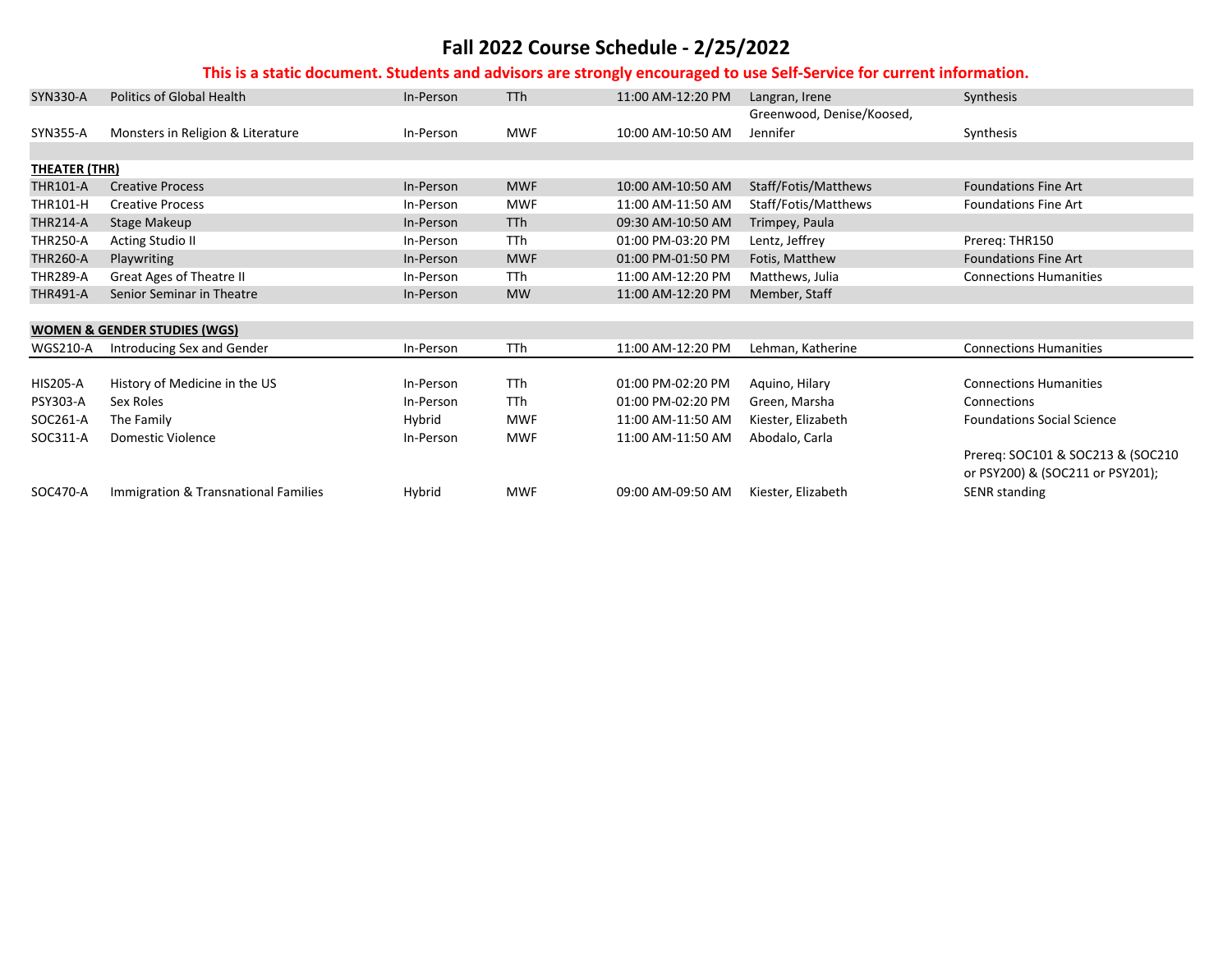# Fall 2022 Course Schedule - 2/25/2022

**This is a static document. Students and advisors are strongly encouraged to use Self-Service for current information.**

| | | | | | | |
|---|---|---|---|---|---|---|
| SYN330-A | Politics of Global Health | In-Person | TTh | 11:00 AM-12:20 PM | Langran, Irene | Synthesis |
| SYN355-A | Monsters in Religion & Literature | In-Person | MWF | 10:00 AM-10:50 AM | Greenwood, Denise/Koosed, Jennifer | Synthesis |
| | | | | | | |
| **THEATER (THR)** | | | | | | |
| THR101-A | Creative Process | In-Person | MWF | 10:00 AM-10:50 AM | Staff/Fotis/Matthews | Foundations Fine Art |
| THR101-H | Creative Process | In-Person | MWF | 11:00 AM-11:50 AM | Staff/Fotis/Matthews | Foundations Fine Art |
| THR214-A | Stage Makeup | In-Person | TTh | 09:30 AM-10:50 AM | Trimpey, Paula | |
| THR250-A | Acting Studio II | In-Person | TTh | 01:00 PM-03:20 PM | Lentz, Jeffrey | Prereq: THR150 |
| THR260-A | Playwriting | In-Person | MWF | 01:00 PM-01:50 PM | Fotis, Matthew | Foundations Fine Art |
| THR289-A | Great Ages of Theatre II | In-Person | TTh | 11:00 AM-12:20 PM | Matthews, Julia | Connections Humanities |
| THR491-A | Senior Seminar in Theatre | In-Person | MW | 11:00 AM-12:20 PM | Member, Staff | |
| | | | | | | |
| **WOMEN & GENDER STUDIES (WGS)** | | | | | | |
| WGS210-A | Introducing Sex and Gender | In-Person | TTh | 11:00 AM-12:20 PM | Lehman, Katherine | Connections Humanities |
| | | | | | | |
| HIS205-A | History of Medicine in the US | In-Person | TTh | 01:00 PM-02:20 PM | Aquino, Hilary | Connections Humanities |
| PSY303-A | Sex Roles | In-Person | TTh | 01:00 PM-02:20 PM | Green, Marsha | Connections |
| SOC261-A | The Family | Hybrid | MWF | 11:00 AM-11:50 AM | Kiester, Elizabeth | Foundations Social Science |
| SOC311-A | Domestic Violence | In-Person | MWF | 11:00 AM-11:50 AM | Abodalo, Carla | |
| SOC470-A | Immigration & Transnational Families | Hybrid | MWF | 09:00 AM-09:50 AM | Kiester, Elizabeth | Prereq: SOC101 & SOC213 & (SOC210 or PSY200) & (SOC211 or PSY201); SENR standing |